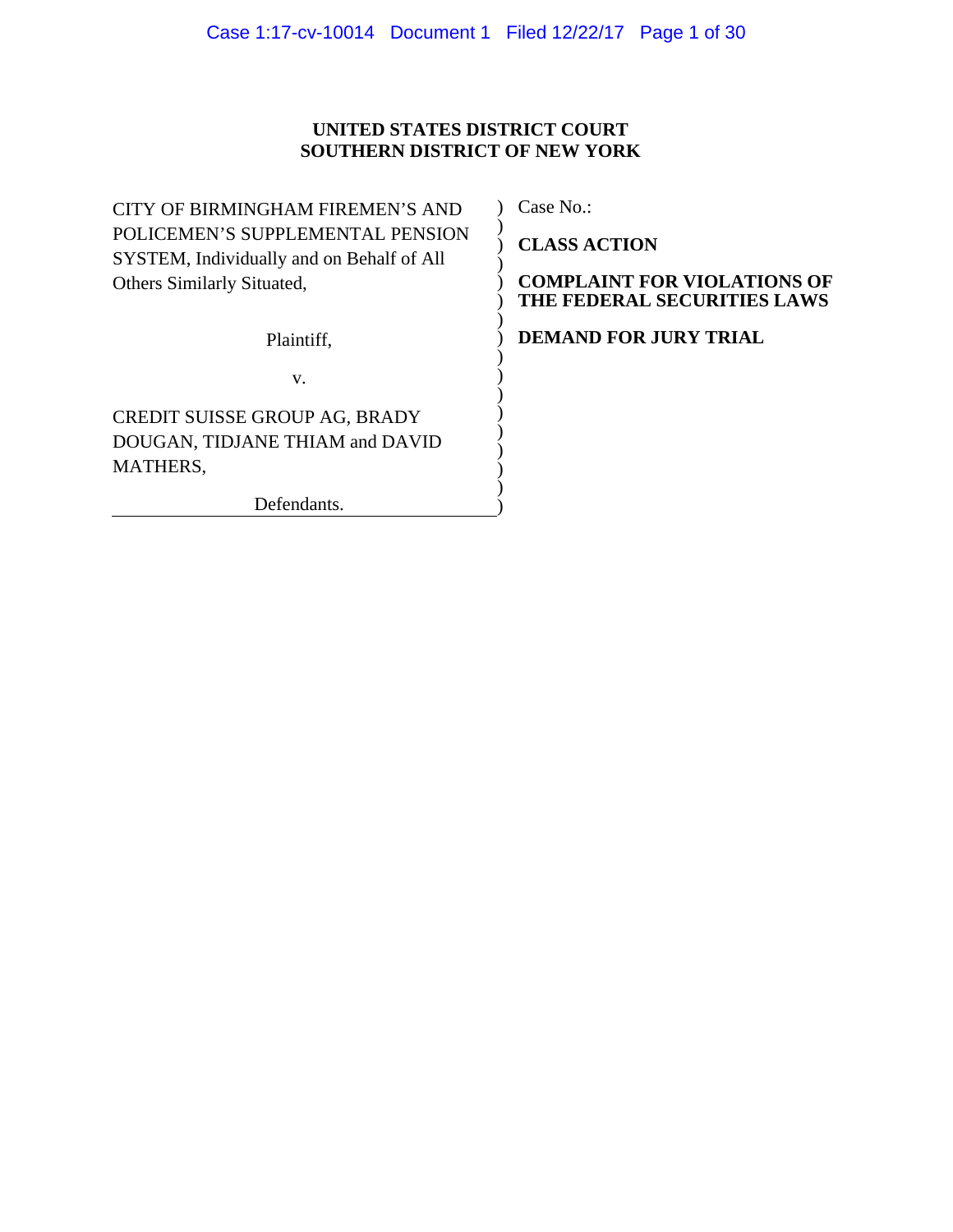**UNITED STATES DISTRICT COURT**
**SOUTHERN DISTRICT OF NEW YORK**

| | |
|---|---|
| CITY OF BIRMINGHAM FIREMEN'S AND POLICEMEN'S SUPPLEMENTAL PENSION SYSTEM, Individually and on Behalf of All Others Similarly Situated, | Case No.: |
| Plaintiff, | **CLASS ACTION** |
| v. | **COMPLAINT FOR VIOLATIONS OF THE FEDERAL SECURITIES LAWS** |
| CREDIT SUISSE GROUP AG, BRADY DOUGAN, TIDJANE THIAM and DAVID MATHERS, | **DEMAND FOR JURY TRIAL** |
| Defendants. | |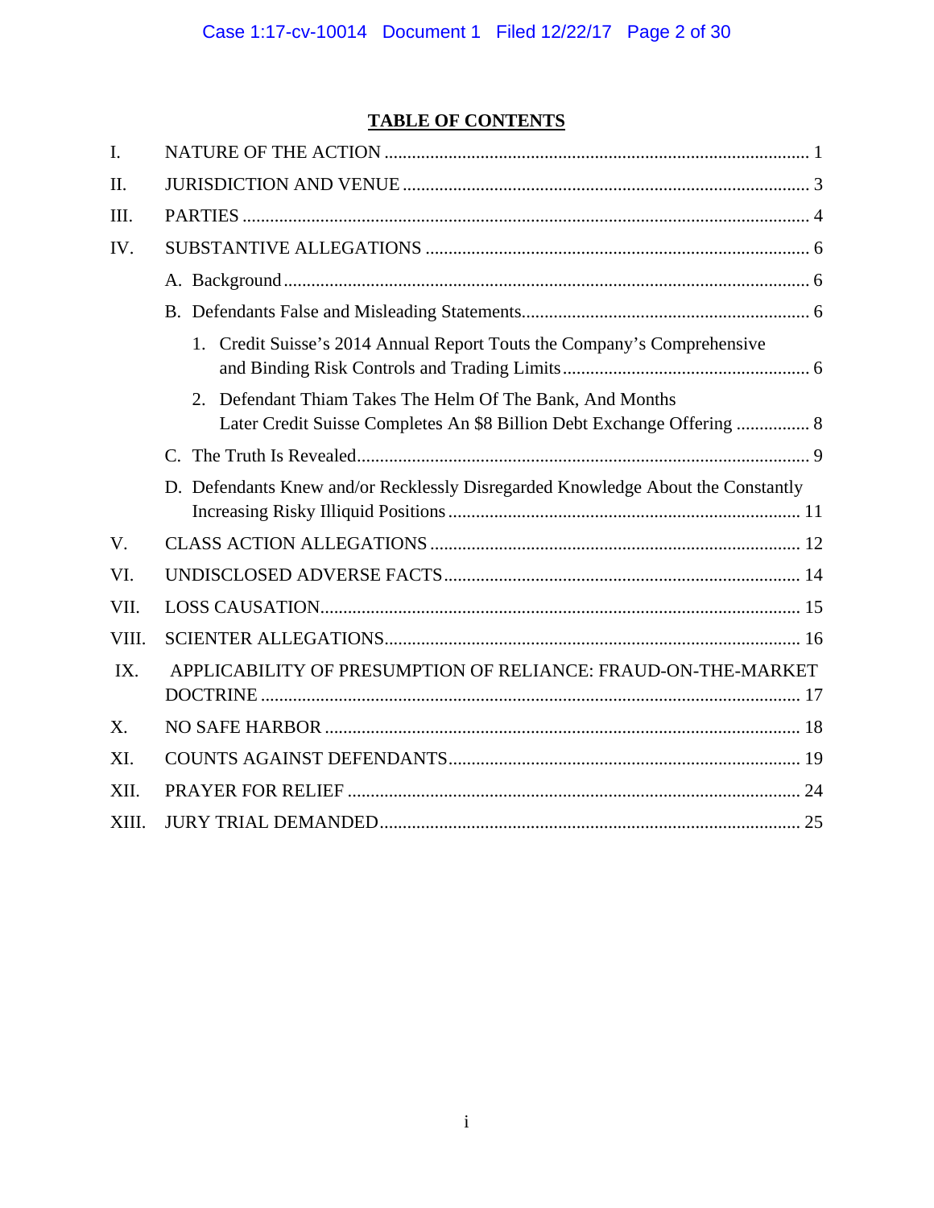## TABLE OF CONTENTS

I. NATURE OF THE ACTION ........................................................................................... 1

II. JURISDICTION AND VENUE ........................................................................................ 3

III. PARTIES ........................................................................................................................ 4

IV. SUBSTANTIVE ALLEGATIONS ................................................................................... 6

A. Background ................................................................................................................ 6

B. Defendants False and Misleading Statements............................................................... 6

1. Credit Suisse's 2014 Annual Report Touts the Company's Comprehensive and Binding Risk Controls and Trading Limits ...................................................... 6

2. Defendant Thiam Takes The Helm Of The Bank, And Months Later Credit Suisse Completes An $8 Billion Debt Exchange Offering ................ 8

C. The Truth Is Revealed.................................................................................................. 9

D. Defendants Knew and/or Recklessly Disregarded Knowledge About the Constantly Increasing Risky Illiquid Positions ............................................................................ 11

V. CLASS ACTION ALLEGATIONS ................................................................................ 12

VI. UNDISCLOSED ADVERSE FACTS ............................................................................ 14

VII. LOSS CAUSATION........................................................................................................ 15

VIII. SCIENTER ALLEGATIONS.......................................................................................... 16

IX. APPLICABILITY OF PRESUMPTION OF RELIANCE: FRAUD-ON-THE-MARKET DOCTRINE ..................................................................................................................... 17

X. NO SAFE HARBOR ....................................................................................................... 18

XI. COUNTS AGAINST DEFENDANTS............................................................................ 19

XII. PRAYER FOR RELIEF .................................................................................................. 24

XIII. JURY TRIAL DEMANDED........................................................................................... 25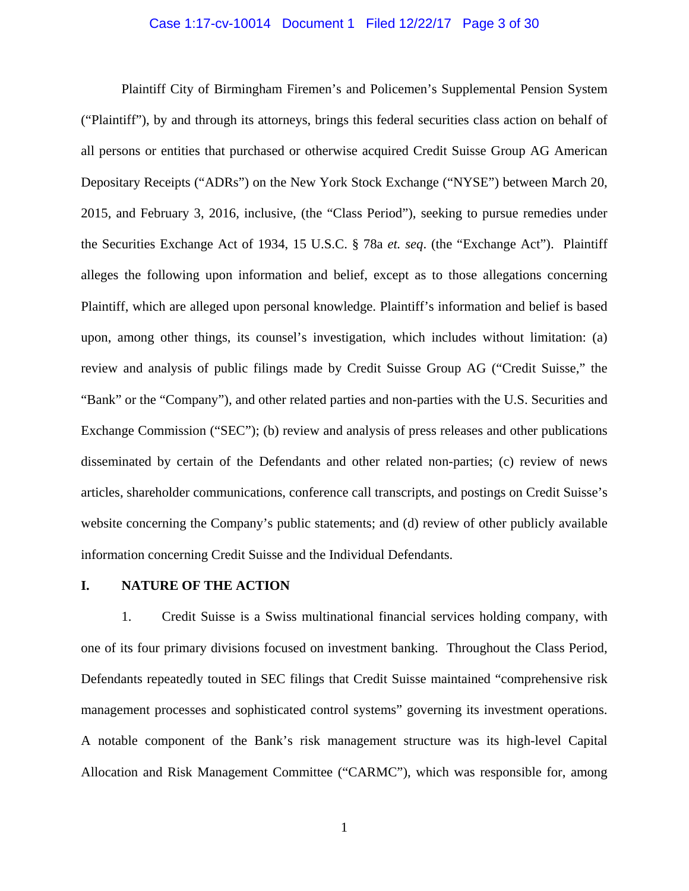Plaintiff City of Birmingham Firemen's and Policemen's Supplemental Pension System ("Plaintiff"), by and through its attorneys, brings this federal securities class action on behalf of all persons or entities that purchased or otherwise acquired Credit Suisse Group AG American Depositary Receipts ("ADRs") on the New York Stock Exchange ("NYSE") between March 20, 2015, and February 3, 2016, inclusive, (the "Class Period"), seeking to pursue remedies under the Securities Exchange Act of 1934, 15 U.S.C. § 78a *et. seq*. (the "Exchange Act"). Plaintiff alleges the following upon information and belief, except as to those allegations concerning Plaintiff, which are alleged upon personal knowledge. Plaintiff's information and belief is based upon, among other things, its counsel's investigation, which includes without limitation: (a) review and analysis of public filings made by Credit Suisse Group AG ("Credit Suisse," the "Bank" or the "Company"), and other related parties and non-parties with the U.S. Securities and Exchange Commission ("SEC"); (b) review and analysis of press releases and other publications disseminated by certain of the Defendants and other related non-parties; (c) review of news articles, shareholder communications, conference call transcripts, and postings on Credit Suisse's website concerning the Company's public statements; and (d) review of other publicly available information concerning Credit Suisse and the Individual Defendants.

## I. NATURE OF THE ACTION

1. Credit Suisse is a Swiss multinational financial services holding company, with one of its four primary divisions focused on investment banking. Throughout the Class Period, Defendants repeatedly touted in SEC filings that Credit Suisse maintained "comprehensive risk management processes and sophisticated control systems" governing its investment operations. A notable component of the Bank's risk management structure was its high-level Capital Allocation and Risk Management Committee ("CARMC"), which was responsible for, among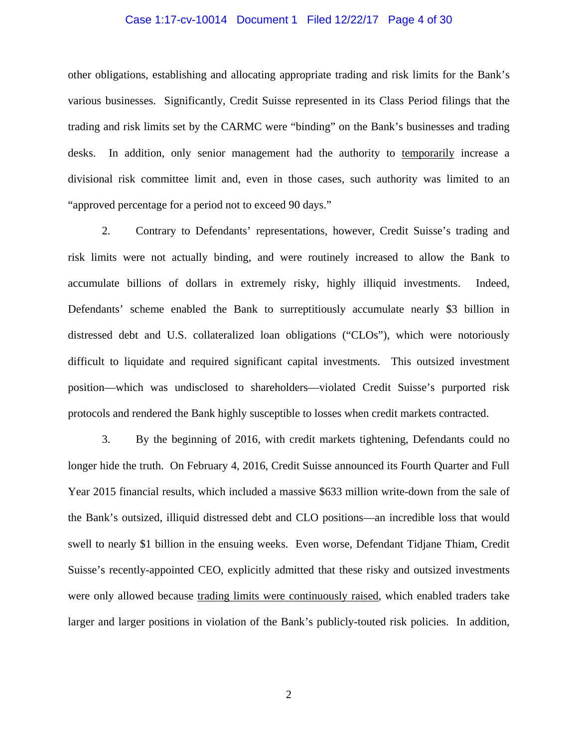other obligations, establishing and allocating appropriate trading and risk limits for the Bank's various businesses. Significantly, Credit Suisse represented in its Class Period filings that the trading and risk limits set by the CARMC were "binding" on the Bank's businesses and trading desks. In addition, only senior management had the authority to <u>temporarily</u> increase a divisional risk committee limit and, even in those cases, such authority was limited to an "approved percentage for a period not to exceed 90 days."

2. Contrary to Defendants' representations, however, Credit Suisse's trading and risk limits were not actually binding, and were routinely increased to allow the Bank to accumulate billions of dollars in extremely risky, highly illiquid investments. Indeed, Defendants' scheme enabled the Bank to surreptitiously accumulate nearly $3 billion in distressed debt and U.S. collateralized loan obligations ("CLOs"), which were notoriously difficult to liquidate and required significant capital investments. This outsized investment position—which was undisclosed to shareholders—violated Credit Suisse's purported risk protocols and rendered the Bank highly susceptible to losses when credit markets contracted.

3. By the beginning of 2016, with credit markets tightening, Defendants could no longer hide the truth. On February 4, 2016, Credit Suisse announced its Fourth Quarter and Full Year 2015 financial results, which included a massive $633 million write-down from the sale of the Bank's outsized, illiquid distressed debt and CLO positions—an incredible loss that would swell to nearly $1 billion in the ensuing weeks. Even worse, Defendant Tidjane Thiam, Credit Suisse's recently-appointed CEO, explicitly admitted that these risky and outsized investments were only allowed because <u>trading limits were continuously raised</u>, which enabled traders take larger and larger positions in violation of the Bank's publicly-touted risk policies. In addition,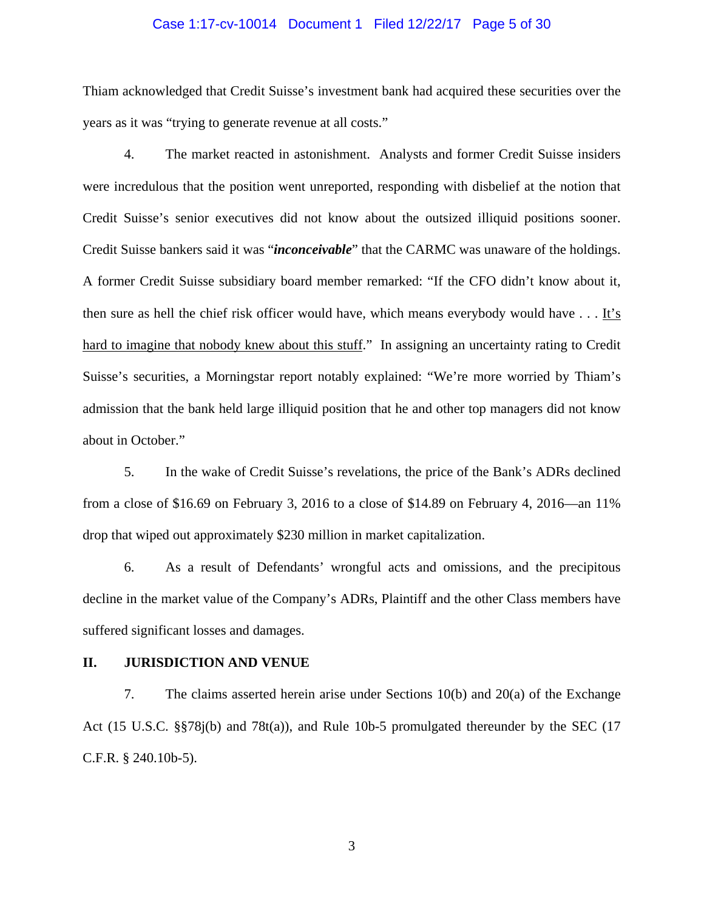Thiam acknowledged that Credit Suisse's investment bank had acquired these securities over the years as it was "trying to generate revenue at all costs."

4. The market reacted in astonishment. Analysts and former Credit Suisse insiders were incredulous that the position went unreported, responding with disbelief at the notion that Credit Suisse's senior executives did not know about the outsized illiquid positions sooner. Credit Suisse bankers said it was "***inconceivable***" that the CARMC was unaware of the holdings. A former Credit Suisse subsidiary board member remarked: "If the CFO didn't know about it, then sure as hell the chief risk officer would have, which means everybody would have . . . <u>It's hard to imagine that nobody knew about this stuff</u>." In assigning an uncertainty rating to Credit Suisse's securities, a Morningstar report notably explained: "We're more worried by Thiam's admission that the bank held large illiquid position that he and other top managers did not know about in October."

5. In the wake of Credit Suisse's revelations, the price of the Bank's ADRs declined from a close of $16.69 on February 3, 2016 to a close of $14.89 on February 4, 2016—an 11% drop that wiped out approximately $230 million in market capitalization.

6. As a result of Defendants' wrongful acts and omissions, and the precipitous decline in the market value of the Company's ADRs, Plaintiff and the other Class members have suffered significant losses and damages.

## II. JURISDICTION AND VENUE

7. The claims asserted herein arise under Sections 10(b) and 20(a) of the Exchange Act (15 U.S.C. §§78j(b) and 78t(a)), and Rule 10b-5 promulgated thereunder by the SEC (17 C.F.R. § 240.10b-5).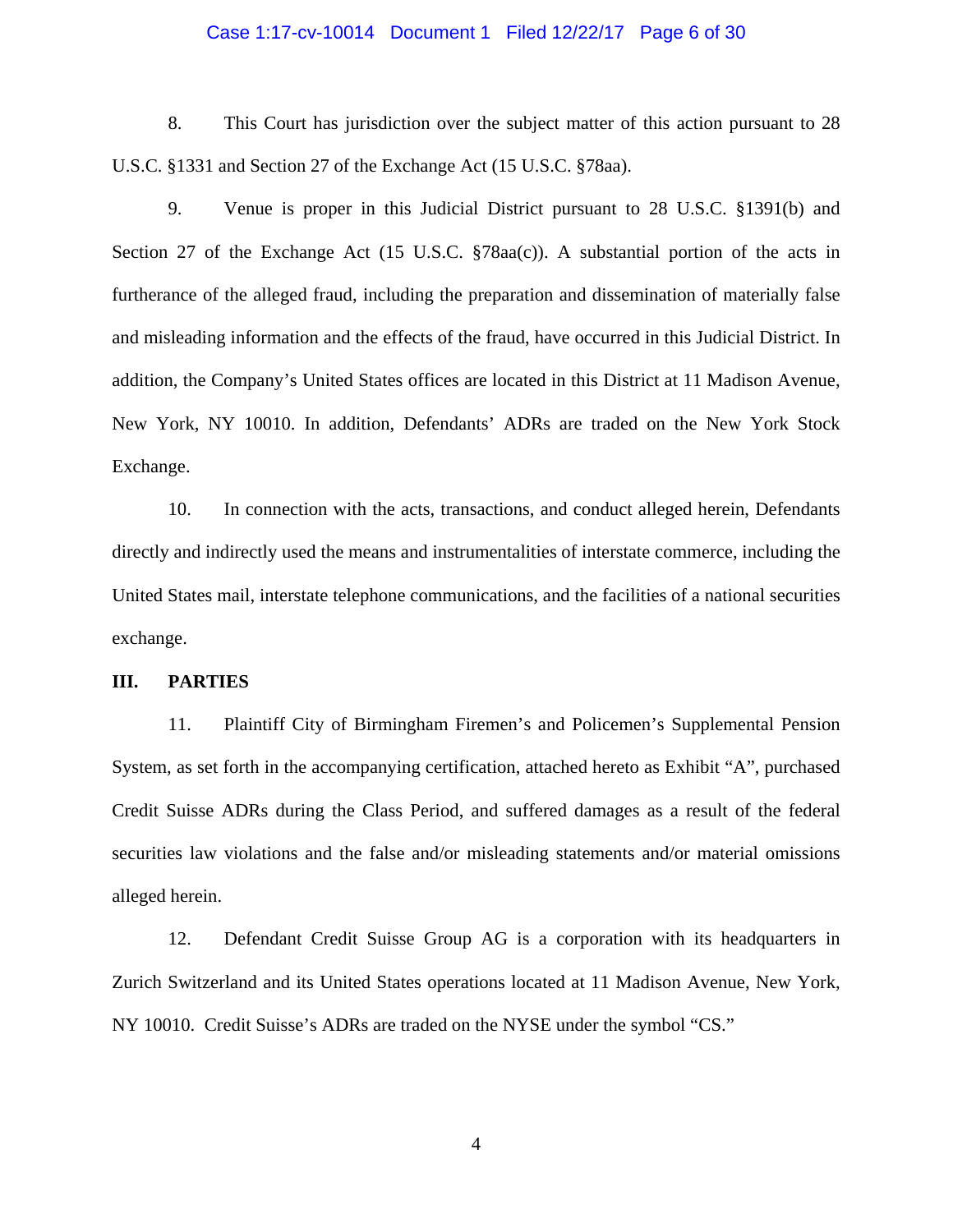8. This Court has jurisdiction over the subject matter of this action pursuant to 28 U.S.C. §1331 and Section 27 of the Exchange Act (15 U.S.C. §78aa).

9. Venue is proper in this Judicial District pursuant to 28 U.S.C. §1391(b) and Section 27 of the Exchange Act (15 U.S.C. §78aa(c)). A substantial portion of the acts in furtherance of the alleged fraud, including the preparation and dissemination of materially false and misleading information and the effects of the fraud, have occurred in this Judicial District. In addition, the Company's United States offices are located in this District at 11 Madison Avenue, New York, NY 10010. In addition, Defendants' ADRs are traded on the New York Stock Exchange.

10. In connection with the acts, transactions, and conduct alleged herein, Defendants directly and indirectly used the means and instrumentalities of interstate commerce, including the United States mail, interstate telephone communications, and the facilities of a national securities exchange.

## III. PARTIES

11. Plaintiff City of Birmingham Firemen's and Policemen's Supplemental Pension System, as set forth in the accompanying certification, attached hereto as Exhibit "A", purchased Credit Suisse ADRs during the Class Period, and suffered damages as a result of the federal securities law violations and the false and/or misleading statements and/or material omissions alleged herein.

12. Defendant Credit Suisse Group AG is a corporation with its headquarters in Zurich Switzerland and its United States operations located at 11 Madison Avenue, New York, NY 10010. Credit Suisse's ADRs are traded on the NYSE under the symbol "CS."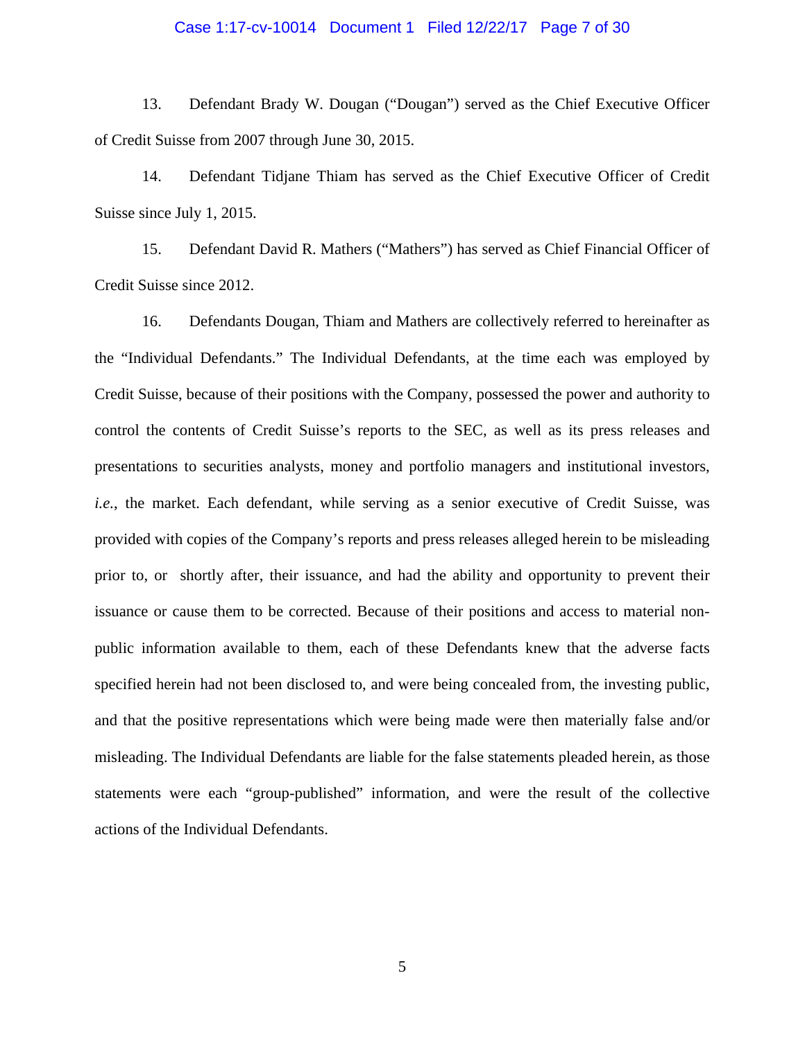13. Defendant Brady W. Dougan ("Dougan") served as the Chief Executive Officer of Credit Suisse from 2007 through June 30, 2015.

14. Defendant Tidjane Thiam has served as the Chief Executive Officer of Credit Suisse since July 1, 2015.

15. Defendant David R. Mathers ("Mathers") has served as Chief Financial Officer of Credit Suisse since 2012.

16. Defendants Dougan, Thiam and Mathers are collectively referred to hereinafter as the "Individual Defendants." The Individual Defendants, at the time each was employed by Credit Suisse, because of their positions with the Company, possessed the power and authority to control the contents of Credit Suisse's reports to the SEC, as well as its press releases and presentations to securities analysts, money and portfolio managers and institutional investors, *i.e.*, the market. Each defendant, while serving as a senior executive of Credit Suisse, was provided with copies of the Company's reports and press releases alleged herein to be misleading prior to, or shortly after, their issuance, and had the ability and opportunity to prevent their issuance or cause them to be corrected. Because of their positions and access to material non-public information available to them, each of these Defendants knew that the adverse facts specified herein had not been disclosed to, and were being concealed from, the investing public, and that the positive representations which were being made were then materially false and/or misleading. The Individual Defendants are liable for the false statements pleaded herein, as those statements were each "group-published" information, and were the result of the collective actions of the Individual Defendants.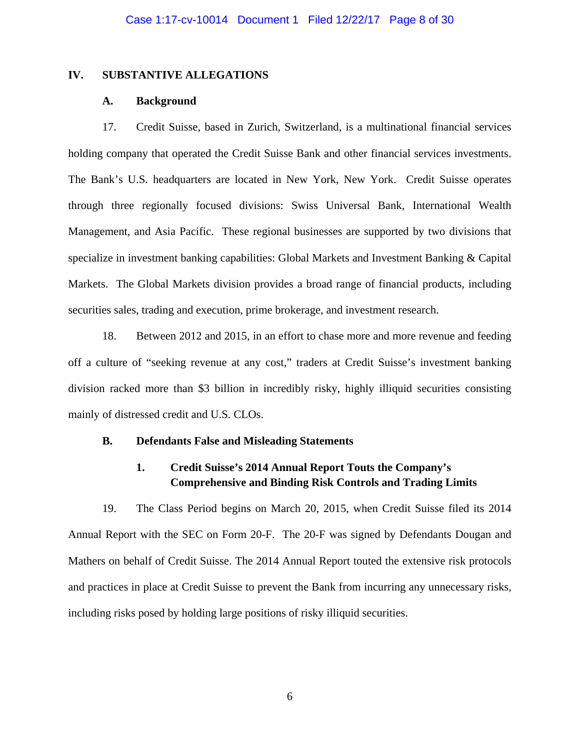## IV. SUBSTANTIVE ALLEGATIONS

### A. Background

17. Credit Suisse, based in Zurich, Switzerland, is a multinational financial services holding company that operated the Credit Suisse Bank and other financial services investments. The Bank's U.S. headquarters are located in New York, New York. Credit Suisse operates through three regionally focused divisions: Swiss Universal Bank, International Wealth Management, and Asia Pacific. These regional businesses are supported by two divisions that specialize in investment banking capabilities: Global Markets and Investment Banking & Capital Markets. The Global Markets division provides a broad range of financial products, including securities sales, trading and execution, prime brokerage, and investment research.

18. Between 2012 and 2015, in an effort to chase more and more revenue and feeding off a culture of "seeking revenue at any cost," traders at Credit Suisse's investment banking division racked more than $3 billion in incredibly risky, highly illiquid securities consisting mainly of distressed credit and U.S. CLOs.

### B. Defendants False and Misleading Statements

#### 1. Credit Suisse's 2014 Annual Report Touts the Company's Comprehensive and Binding Risk Controls and Trading Limits

19. The Class Period begins on March 20, 2015, when Credit Suisse filed its 2014 Annual Report with the SEC on Form 20-F. The 20-F was signed by Defendants Dougan and Mathers on behalf of Credit Suisse. The 2014 Annual Report touted the extensive risk protocols and practices in place at Credit Suisse to prevent the Bank from incurring any unnecessary risks, including risks posed by holding large positions of risky illiquid securities.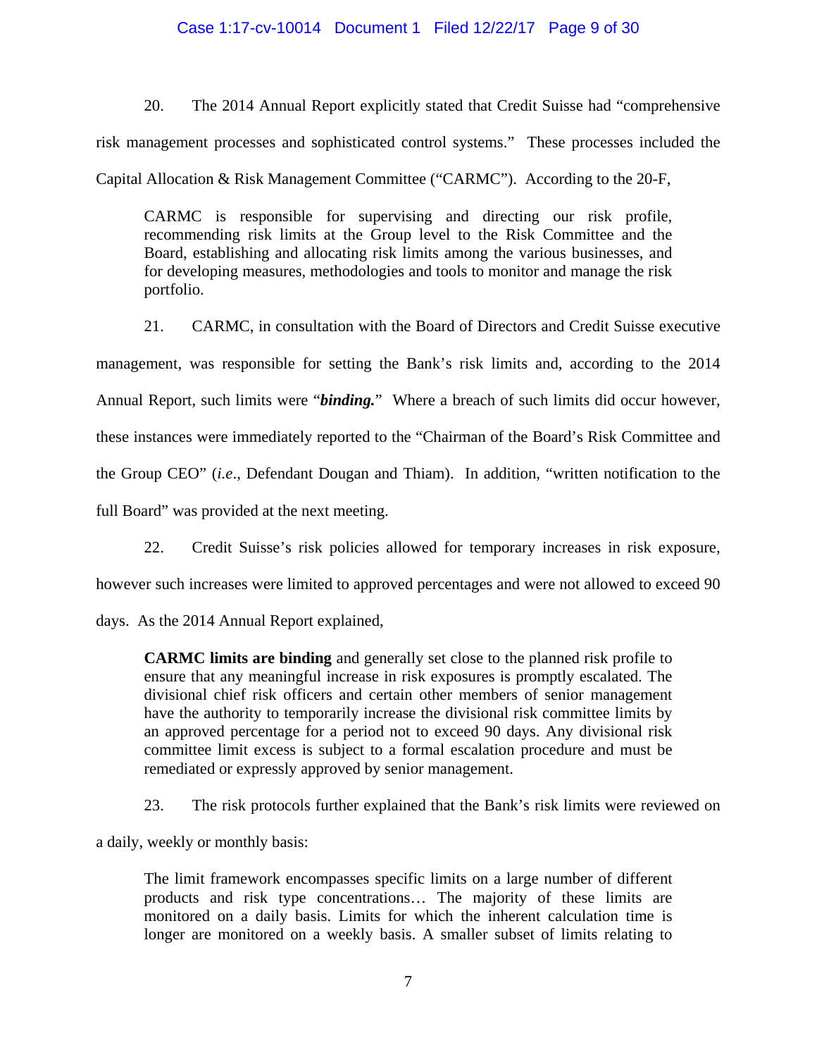20. The 2014 Annual Report explicitly stated that Credit Suisse had "comprehensive risk management processes and sophisticated control systems." These processes included the Capital Allocation & Risk Management Committee ("CARMC"). According to the 20-F,

> CARMC is responsible for supervising and directing our risk profile, recommending risk limits at the Group level to the Risk Committee and the Board, establishing and allocating risk limits among the various businesses, and for developing measures, methodologies and tools to monitor and manage the risk portfolio.

21. CARMC, in consultation with the Board of Directors and Credit Suisse executive management, was responsible for setting the Bank's risk limits and, according to the 2014 Annual Report, such limits were "***binding.***" Where a breach of such limits did occur however, these instances were immediately reported to the "Chairman of the Board's Risk Committee and the Group CEO" (*i.e*., Defendant Dougan and Thiam). In addition, "written notification to the full Board" was provided at the next meeting.

22. Credit Suisse's risk policies allowed for temporary increases in risk exposure, however such increases were limited to approved percentages and were not allowed to exceed 90 days. As the 2014 Annual Report explained,

> **CARMC limits are binding** and generally set close to the planned risk profile to ensure that any meaningful increase in risk exposures is promptly escalated. The divisional chief risk officers and certain other members of senior management have the authority to temporarily increase the divisional risk committee limits by an approved percentage for a period not to exceed 90 days. Any divisional risk committee limit excess is subject to a formal escalation procedure and must be remediated or expressly approved by senior management.

23. The risk protocols further explained that the Bank's risk limits were reviewed on a daily, weekly or monthly basis:

> The limit framework encompasses specific limits on a large number of different products and risk type concentrations… The majority of these limits are monitored on a daily basis. Limits for which the inherent calculation time is longer are monitored on a weekly basis. A smaller subset of limits relating to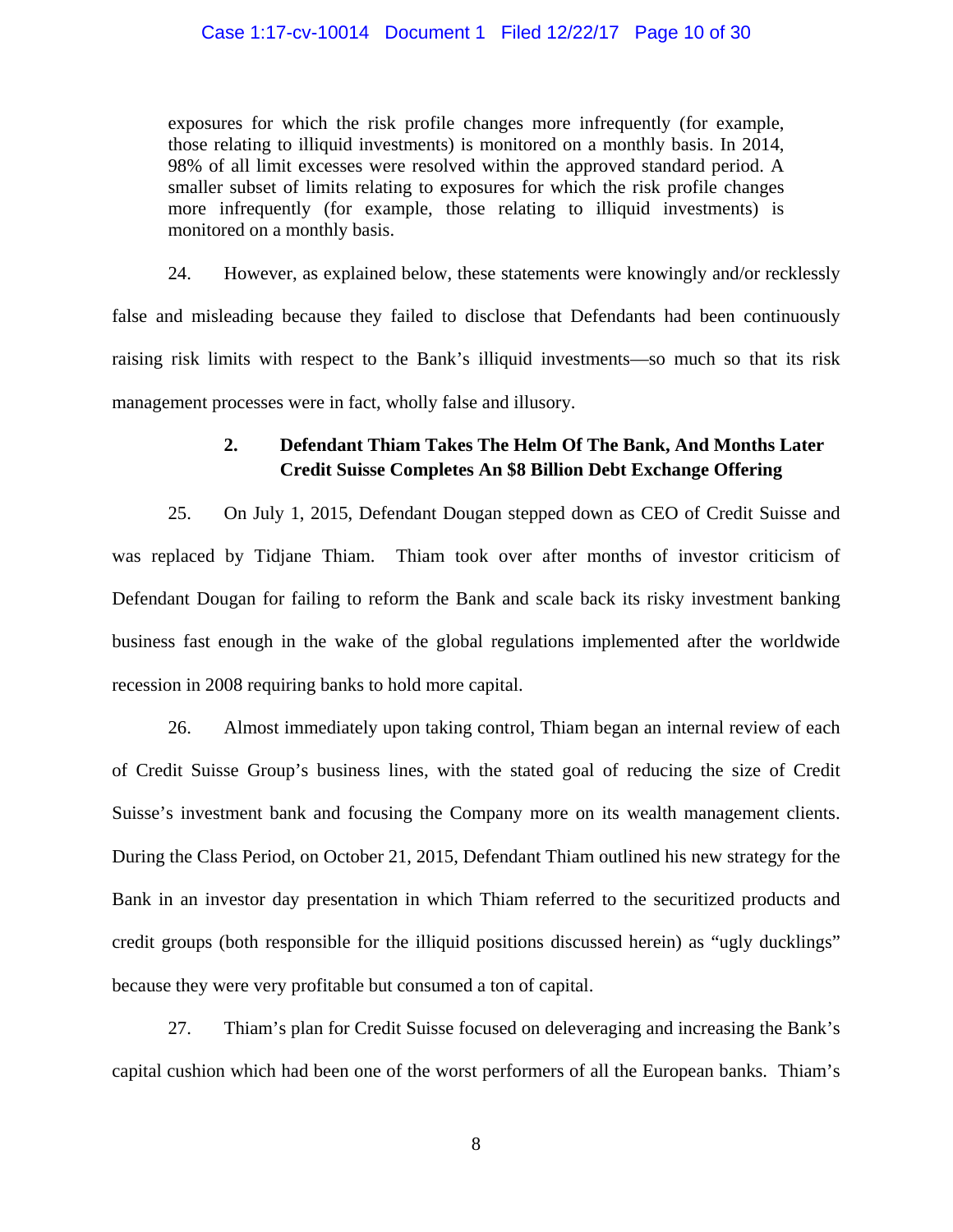> exposures for which the risk profile changes more infrequently (for example, those relating to illiquid investments) is monitored on a monthly basis. In 2014, 98% of all limit excesses were resolved within the approved standard period. A smaller subset of limits relating to exposures for which the risk profile changes more infrequently (for example, those relating to illiquid investments) is monitored on a monthly basis.

24. However, as explained below, these statements were knowingly and/or recklessly false and misleading because they failed to disclose that Defendants had been continuously raising risk limits with respect to the Bank's illiquid investments—so much so that its risk management processes were in fact, wholly false and illusory.

### 2. Defendant Thiam Takes The Helm Of The Bank, And Months Later Credit Suisse Completes An $8 Billion Debt Exchange Offering

25. On July 1, 2015, Defendant Dougan stepped down as CEO of Credit Suisse and was replaced by Tidjane Thiam. Thiam took over after months of investor criticism of Defendant Dougan for failing to reform the Bank and scale back its risky investment banking business fast enough in the wake of the global regulations implemented after the worldwide recession in 2008 requiring banks to hold more capital.

26. Almost immediately upon taking control, Thiam began an internal review of each of Credit Suisse Group's business lines, with the stated goal of reducing the size of Credit Suisse's investment bank and focusing the Company more on its wealth management clients. During the Class Period, on October 21, 2015, Defendant Thiam outlined his new strategy for the Bank in an investor day presentation in which Thiam referred to the securitized products and credit groups (both responsible for the illiquid positions discussed herein) as "ugly ducklings" because they were very profitable but consumed a ton of capital.

27. Thiam's plan for Credit Suisse focused on deleveraging and increasing the Bank's capital cushion which had been one of the worst performers of all the European banks. Thiam's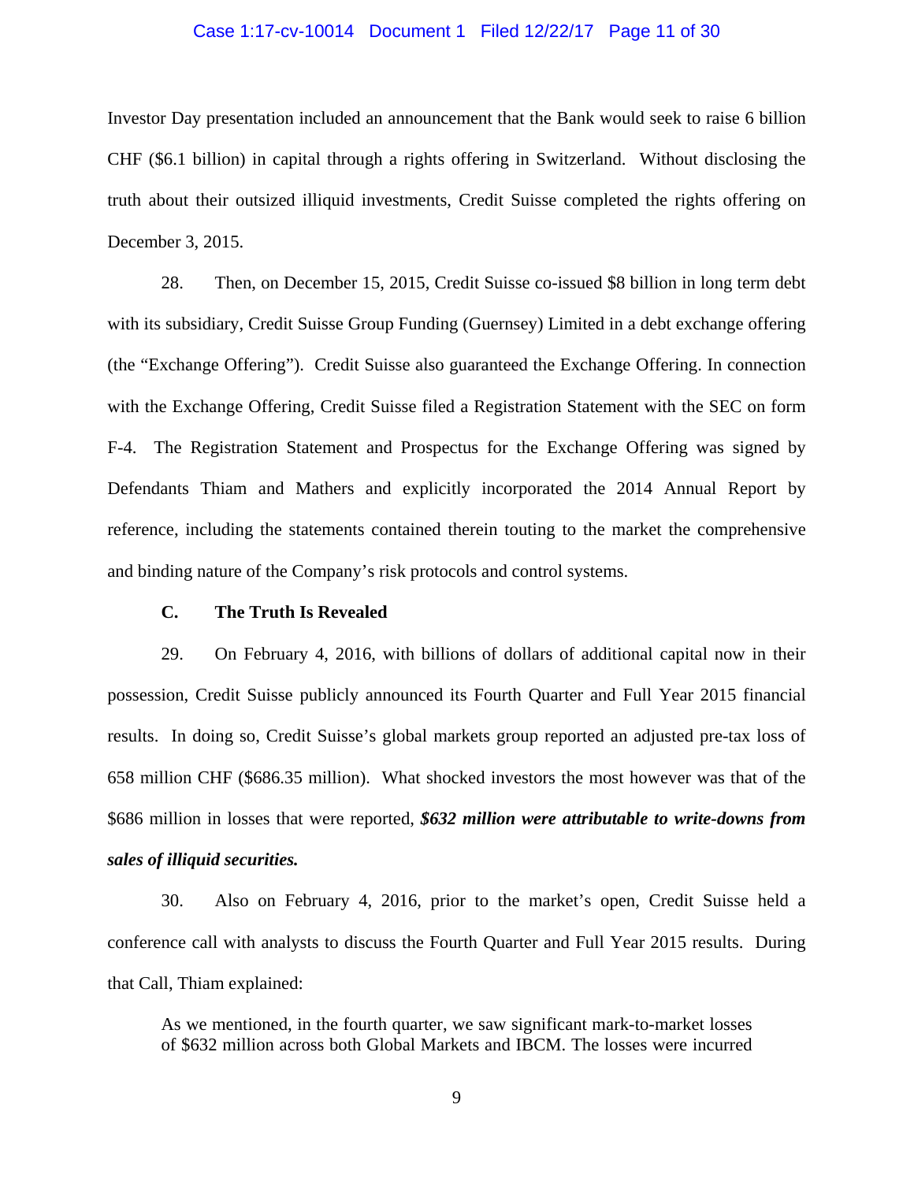Investor Day presentation included an announcement that the Bank would seek to raise 6 billion CHF ($6.1 billion) in capital through a rights offering in Switzerland. Without disclosing the truth about their outsized illiquid investments, Credit Suisse completed the rights offering on December 3, 2015.

28. Then, on December 15, 2015, Credit Suisse co-issued $8 billion in long term debt with its subsidiary, Credit Suisse Group Funding (Guernsey) Limited in a debt exchange offering (the "Exchange Offering"). Credit Suisse also guaranteed the Exchange Offering. In connection with the Exchange Offering, Credit Suisse filed a Registration Statement with the SEC on form F-4. The Registration Statement and Prospectus for the Exchange Offering was signed by Defendants Thiam and Mathers and explicitly incorporated the 2014 Annual Report by reference, including the statements contained therein touting to the market the comprehensive and binding nature of the Company's risk protocols and control systems.

### C. The Truth Is Revealed

29. On February 4, 2016, with billions of dollars of additional capital now in their possession, Credit Suisse publicly announced its Fourth Quarter and Full Year 2015 financial results. In doing so, Credit Suisse's global markets group reported an adjusted pre-tax loss of 658 million CHF ($686.35 million). What shocked investors the most however was that of the $686 million in losses that were reported, ***$632 million were attributable to write-downs from sales of illiquid securities.***

30. Also on February 4, 2016, prior to the market's open, Credit Suisse held a conference call with analysts to discuss the Fourth Quarter and Full Year 2015 results. During that Call, Thiam explained:

> As we mentioned, in the fourth quarter, we saw significant mark-to-market losses of $632 million across both Global Markets and IBCM. The losses were incurred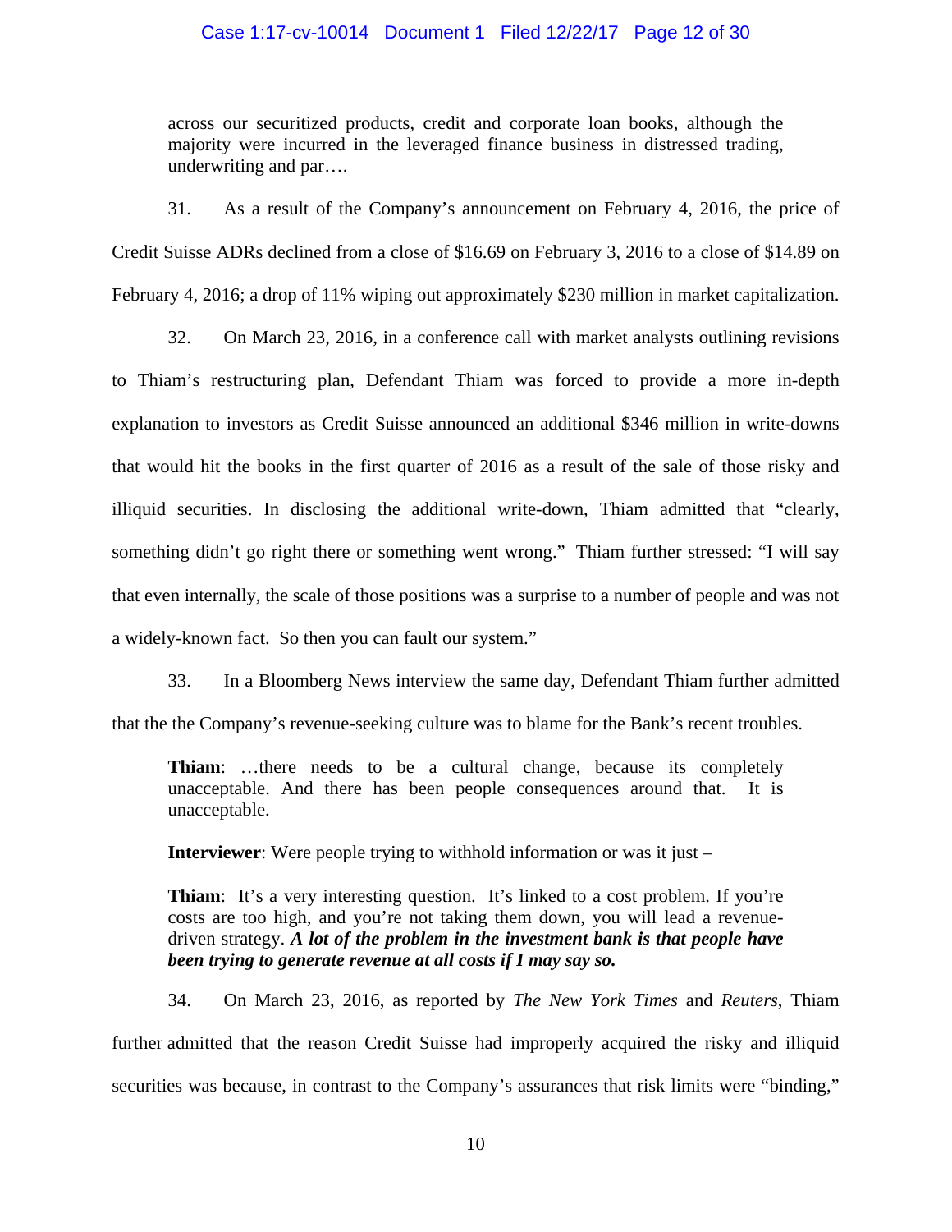across our securitized products, credit and corporate loan books, although the majority were incurred in the leveraged finance business in distressed trading, underwriting and par….

31. As a result of the Company's announcement on February 4, 2016, the price of Credit Suisse ADRs declined from a close of $16.69 on February 3, 2016 to a close of $14.89 on February 4, 2016; a drop of 11% wiping out approximately $230 million in market capitalization.

32. On March 23, 2016, in a conference call with market analysts outlining revisions to Thiam's restructuring plan, Defendant Thiam was forced to provide a more in-depth explanation to investors as Credit Suisse announced an additional $346 million in write-downs that would hit the books in the first quarter of 2016 as a result of the sale of those risky and illiquid securities. In disclosing the additional write-down, Thiam admitted that "clearly, something didn't go right there or something went wrong." Thiam further stressed: "I will say that even internally, the scale of those positions was a surprise to a number of people and was not a widely-known fact. So then you can fault our system."

33. In a Bloomberg News interview the same day, Defendant Thiam further admitted that the the Company's revenue-seeking culture was to blame for the Bank's recent troubles.

> **Thiam**: …there needs to be a cultural change, because its completely unacceptable. And there has been people consequences around that. It is unacceptable.
>
> **Interviewer**: Were people trying to withhold information or was it just –
>
> **Thiam**: It's a very interesting question. It's linked to a cost problem. If you're costs are too high, and you're not taking them down, you will lead a revenue-driven strategy. ***A lot of the problem in the investment bank is that people have been trying to generate revenue at all costs if I may say so.***

34. On March 23, 2016, as reported by *The New York Times* and *Reuters*, Thiam further admitted that the reason Credit Suisse had improperly acquired the risky and illiquid securities was because, in contrast to the Company's assurances that risk limits were "binding,"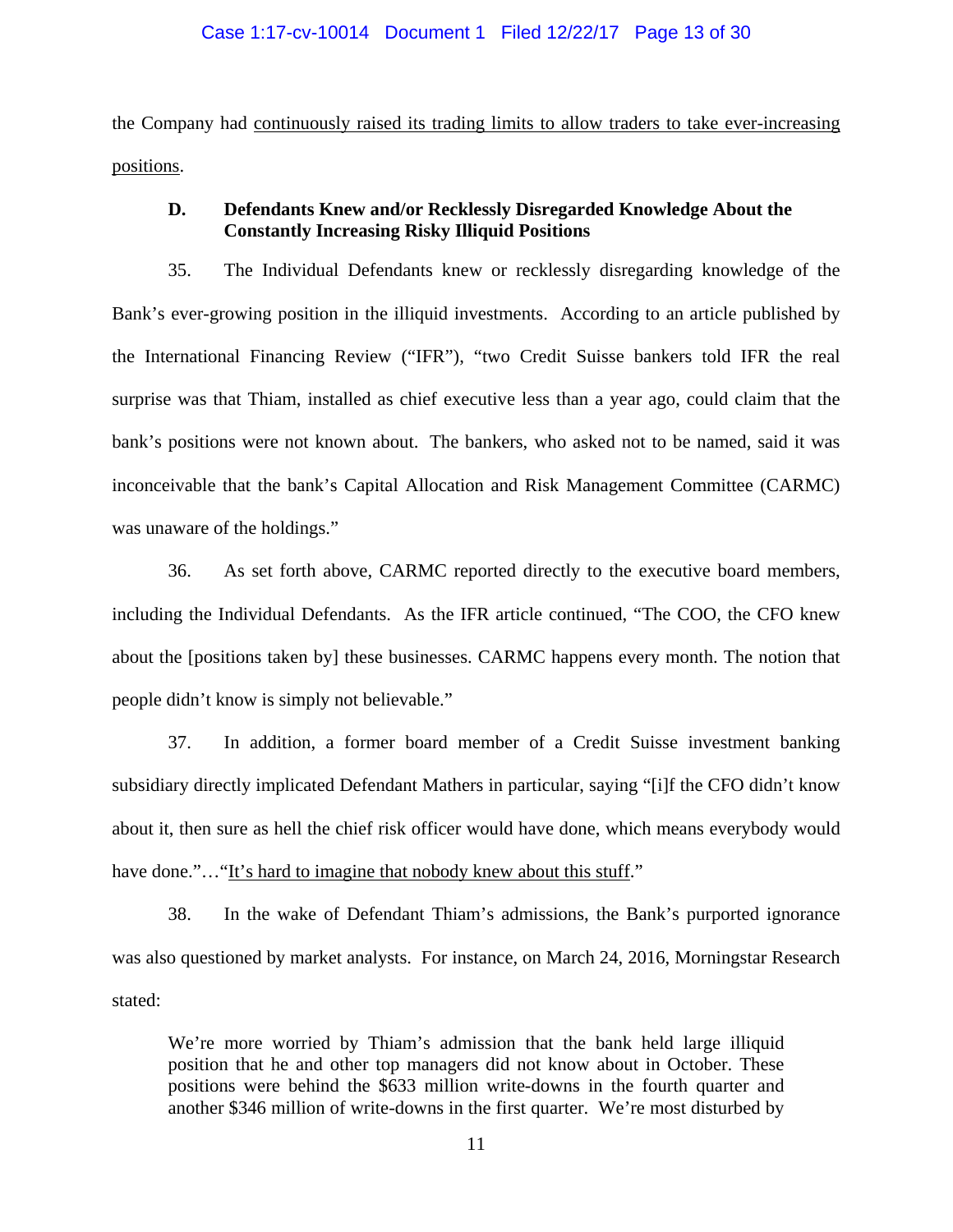the Company had <u>continuously raised its trading limits to allow traders to take ever-increasing positions</u>.

### D. Defendants Knew and/or Recklessly Disregarded Knowledge About the Constantly Increasing Risky Illiquid Positions

35. The Individual Defendants knew or recklessly disregarding knowledge of the Bank's ever-growing position in the illiquid investments. According to an article published by the International Financing Review ("IFR"), "two Credit Suisse bankers told IFR the real surprise was that Thiam, installed as chief executive less than a year ago, could claim that the bank's positions were not known about. The bankers, who asked not to be named, said it was inconceivable that the bank's Capital Allocation and Risk Management Committee (CARMC) was unaware of the holdings."

36. As set forth above, CARMC reported directly to the executive board members, including the Individual Defendants. As the IFR article continued, "The COO, the CFO knew about the [positions taken by] these businesses. CARMC happens every month. The notion that people didn't know is simply not believable."

37. In addition, a former board member of a Credit Suisse investment banking subsidiary directly implicated Defendant Mathers in particular, saying "[i]f the CFO didn't know about it, then sure as hell the chief risk officer would have done, which means everybody would have done."…"<u>It's hard to imagine that nobody knew about this stuff</u>."

38. In the wake of Defendant Thiam's admissions, the Bank's purported ignorance was also questioned by market analysts. For instance, on March 24, 2016, Morningstar Research stated:

> We're more worried by Thiam's admission that the bank held large illiquid position that he and other top managers did not know about in October. These positions were behind the $633 million write-downs in the fourth quarter and another $346 million of write-downs in the first quarter. We're most disturbed by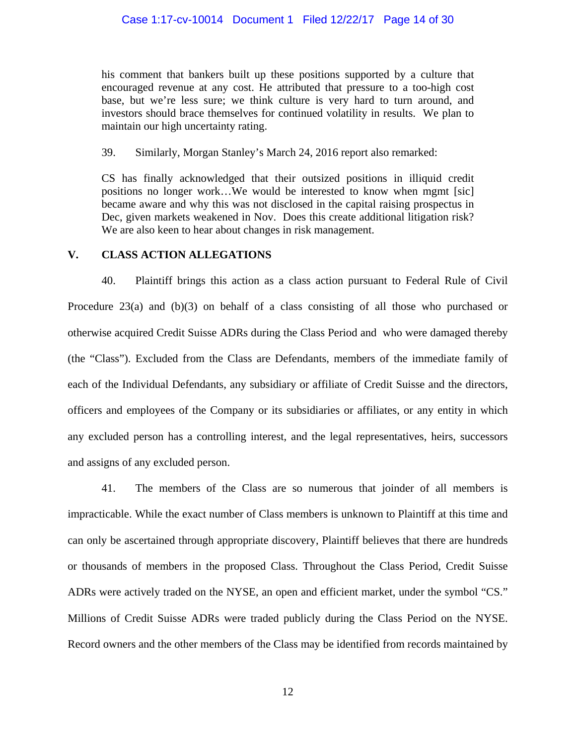> his comment that bankers built up these positions supported by a culture that encouraged revenue at any cost. He attributed that pressure to a too-high cost base, but we're less sure; we think culture is very hard to turn around, and investors should brace themselves for continued volatility in results. We plan to maintain our high uncertainty rating.

39. Similarly, Morgan Stanley's March 24, 2016 report also remarked:

> CS has finally acknowledged that their outsized positions in illiquid credit positions no longer work…We would be interested to know when mgmt [sic] became aware and why this was not disclosed in the capital raising prospectus in Dec, given markets weakened in Nov. Does this create additional litigation risk? We are also keen to hear about changes in risk management.

## V. CLASS ACTION ALLEGATIONS

40. Plaintiff brings this action as a class action pursuant to Federal Rule of Civil Procedure 23(a) and (b)(3) on behalf of a class consisting of all those who purchased or otherwise acquired Credit Suisse ADRs during the Class Period and who were damaged thereby (the "Class"). Excluded from the Class are Defendants, members of the immediate family of each of the Individual Defendants, any subsidiary or affiliate of Credit Suisse and the directors, officers and employees of the Company or its subsidiaries or affiliates, or any entity in which any excluded person has a controlling interest, and the legal representatives, heirs, successors and assigns of any excluded person.

41. The members of the Class are so numerous that joinder of all members is impracticable. While the exact number of Class members is unknown to Plaintiff at this time and can only be ascertained through appropriate discovery, Plaintiff believes that there are hundreds or thousands of members in the proposed Class. Throughout the Class Period, Credit Suisse ADRs were actively traded on the NYSE, an open and efficient market, under the symbol "CS." Millions of Credit Suisse ADRs were traded publicly during the Class Period on the NYSE. Record owners and the other members of the Class may be identified from records maintained by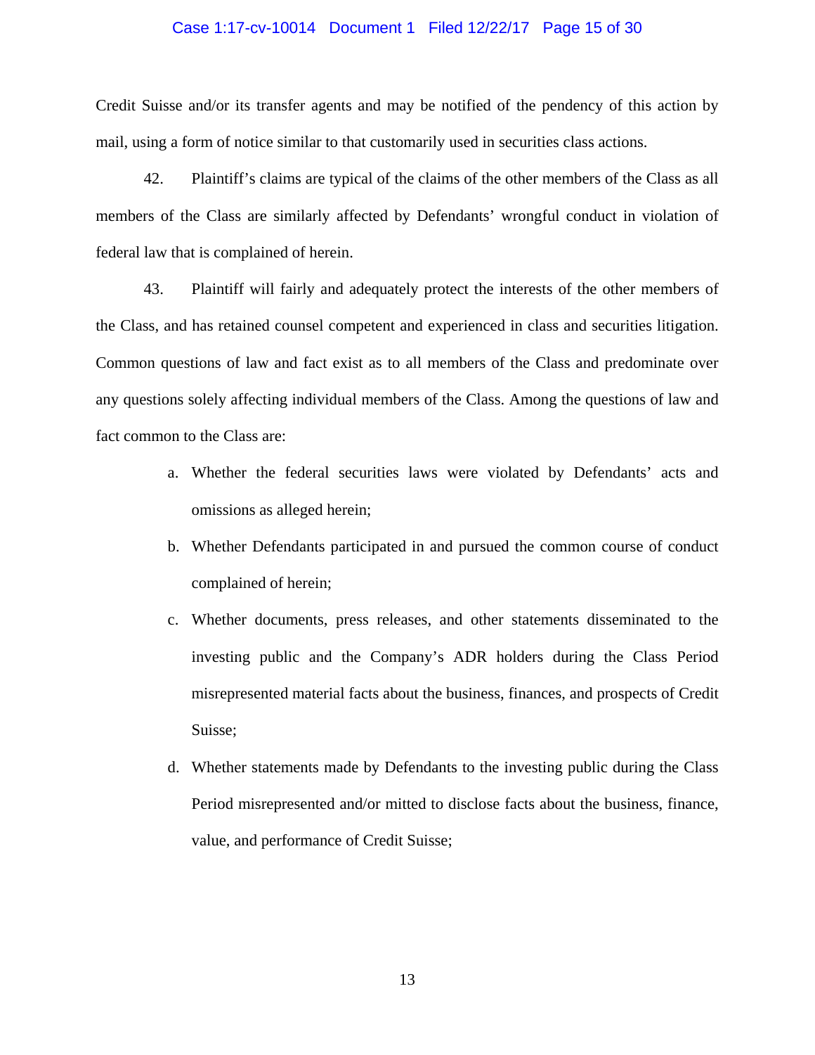Credit Suisse and/or its transfer agents and may be notified of the pendency of this action by mail, using a form of notice similar to that customarily used in securities class actions.

42. Plaintiff's claims are typical of the claims of the other members of the Class as all members of the Class are similarly affected by Defendants' wrongful conduct in violation of federal law that is complained of herein.

43. Plaintiff will fairly and adequately protect the interests of the other members of the Class, and has retained counsel competent and experienced in class and securities litigation. Common questions of law and fact exist as to all members of the Class and predominate over any questions solely affecting individual members of the Class. Among the questions of law and fact common to the Class are:

a. Whether the federal securities laws were violated by Defendants' acts and omissions as alleged herein;

b. Whether Defendants participated in and pursued the common course of conduct complained of herein;

c. Whether documents, press releases, and other statements disseminated to the investing public and the Company's ADR holders during the Class Period misrepresented material facts about the business, finances, and prospects of Credit Suisse;

d. Whether statements made by Defendants to the investing public during the Class Period misrepresented and/or mitted to disclose facts about the business, finance, value, and performance of Credit Suisse;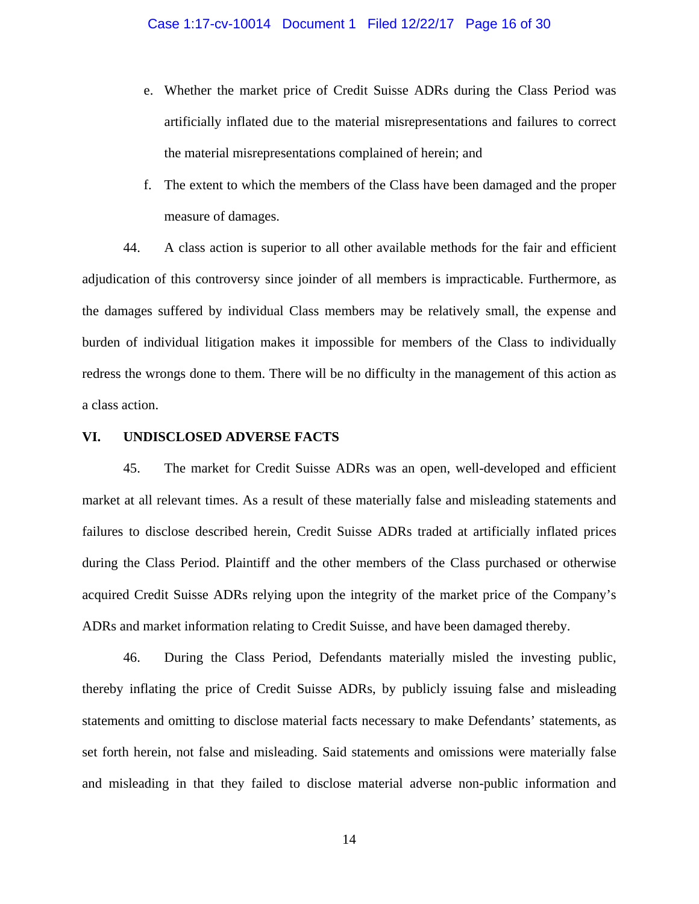e. Whether the market price of Credit Suisse ADRs during the Class Period was artificially inflated due to the material misrepresentations and failures to correct the material misrepresentations complained of herein; and

f. The extent to which the members of the Class have been damaged and the proper measure of damages.

44. A class action is superior to all other available methods for the fair and efficient adjudication of this controversy since joinder of all members is impracticable. Furthermore, as the damages suffered by individual Class members may be relatively small, the expense and burden of individual litigation makes it impossible for members of the Class to individually redress the wrongs done to them. There will be no difficulty in the management of this action as a class action.

## VI. UNDISCLOSED ADVERSE FACTS

45. The market for Credit Suisse ADRs was an open, well-developed and efficient market at all relevant times. As a result of these materially false and misleading statements and failures to disclose described herein, Credit Suisse ADRs traded at artificially inflated prices during the Class Period. Plaintiff and the other members of the Class purchased or otherwise acquired Credit Suisse ADRs relying upon the integrity of the market price of the Company's ADRs and market information relating to Credit Suisse, and have been damaged thereby.

46. During the Class Period, Defendants materially misled the investing public, thereby inflating the price of Credit Suisse ADRs, by publicly issuing false and misleading statements and omitting to disclose material facts necessary to make Defendants' statements, as set forth herein, not false and misleading. Said statements and omissions were materially false and misleading in that they failed to disclose material adverse non-public information and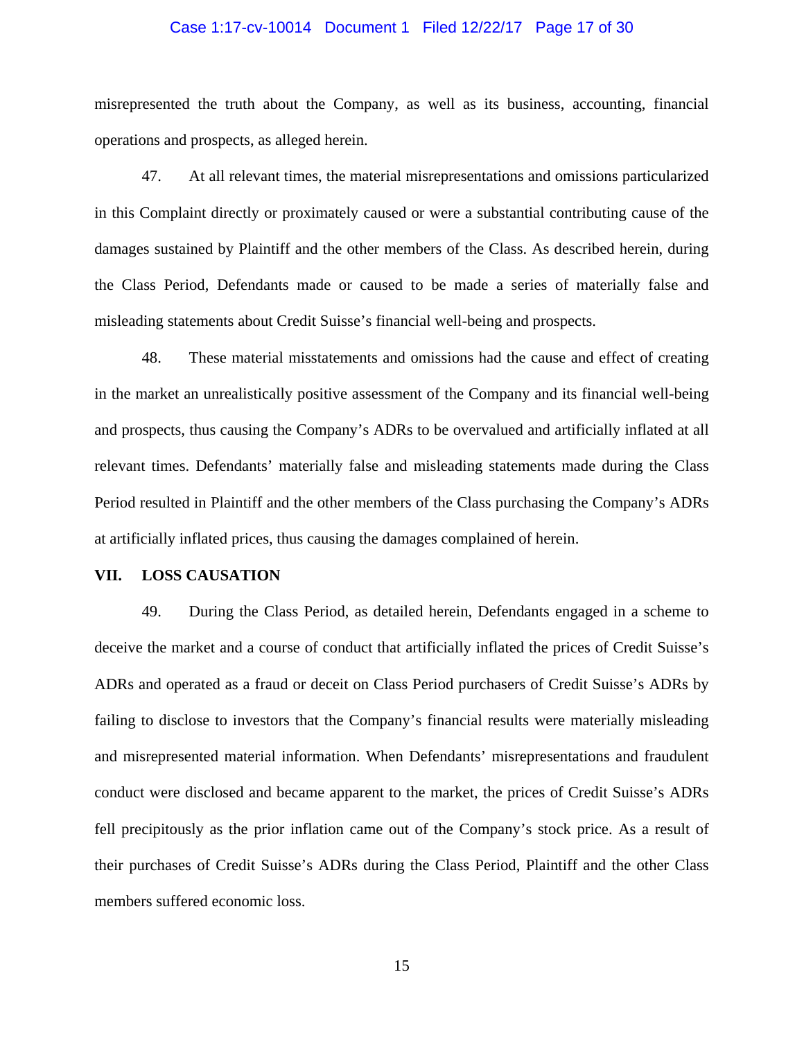misrepresented the truth about the Company, as well as its business, accounting, financial operations and prospects, as alleged herein.

47. At all relevant times, the material misrepresentations and omissions particularized in this Complaint directly or proximately caused or were a substantial contributing cause of the damages sustained by Plaintiff and the other members of the Class. As described herein, during the Class Period, Defendants made or caused to be made a series of materially false and misleading statements about Credit Suisse's financial well-being and prospects.

48. These material misstatements and omissions had the cause and effect of creating in the market an unrealistically positive assessment of the Company and its financial well-being and prospects, thus causing the Company's ADRs to be overvalued and artificially inflated at all relevant times. Defendants' materially false and misleading statements made during the Class Period resulted in Plaintiff and the other members of the Class purchasing the Company's ADRs at artificially inflated prices, thus causing the damages complained of herein.

## VII. LOSS CAUSATION

49. During the Class Period, as detailed herein, Defendants engaged in a scheme to deceive the market and a course of conduct that artificially inflated the prices of Credit Suisse's ADRs and operated as a fraud or deceit on Class Period purchasers of Credit Suisse's ADRs by failing to disclose to investors that the Company's financial results were materially misleading and misrepresented material information. When Defendants' misrepresentations and fraudulent conduct were disclosed and became apparent to the market, the prices of Credit Suisse's ADRs fell precipitously as the prior inflation came out of the Company's stock price. As a result of their purchases of Credit Suisse's ADRs during the Class Period, Plaintiff and the other Class members suffered economic loss.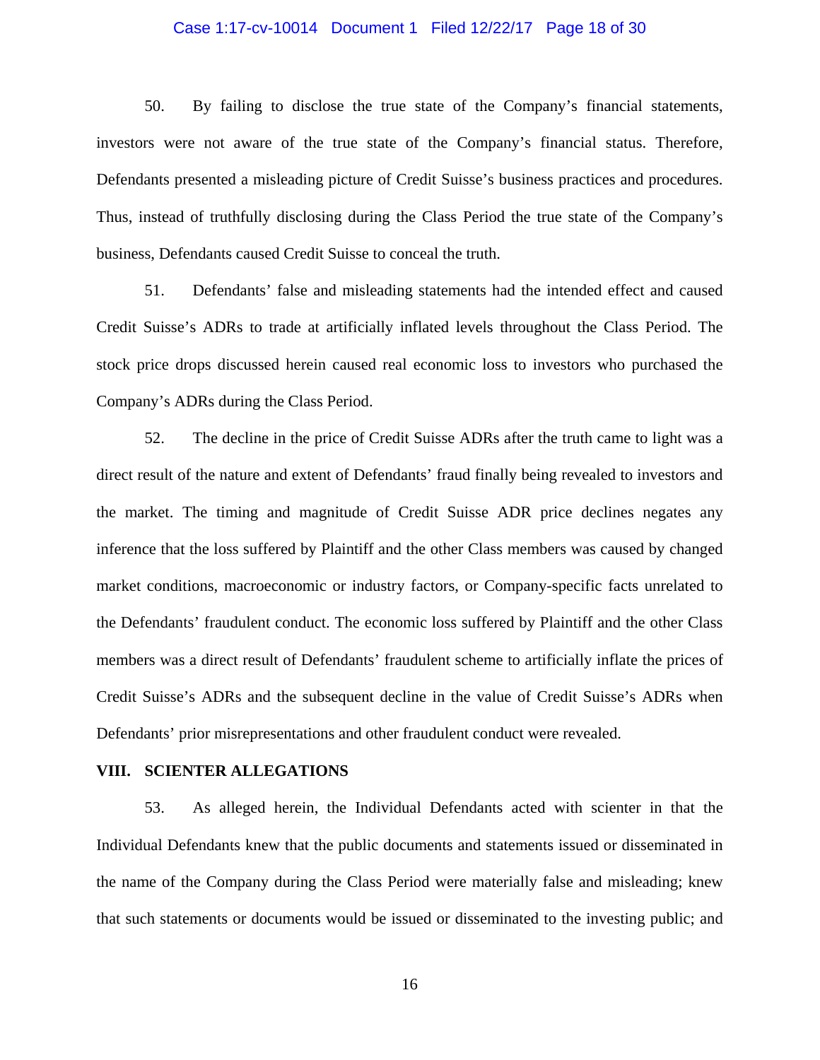50. By failing to disclose the true state of the Company's financial statements, investors were not aware of the true state of the Company's financial status. Therefore, Defendants presented a misleading picture of Credit Suisse's business practices and procedures. Thus, instead of truthfully disclosing during the Class Period the true state of the Company's business, Defendants caused Credit Suisse to conceal the truth.

51. Defendants' false and misleading statements had the intended effect and caused Credit Suisse's ADRs to trade at artificially inflated levels throughout the Class Period. The stock price drops discussed herein caused real economic loss to investors who purchased the Company's ADRs during the Class Period.

52. The decline in the price of Credit Suisse ADRs after the truth came to light was a direct result of the nature and extent of Defendants' fraud finally being revealed to investors and the market. The timing and magnitude of Credit Suisse ADR price declines negates any inference that the loss suffered by Plaintiff and the other Class members was caused by changed market conditions, macroeconomic or industry factors, or Company-specific facts unrelated to the Defendants' fraudulent conduct. The economic loss suffered by Plaintiff and the other Class members was a direct result of Defendants' fraudulent scheme to artificially inflate the prices of Credit Suisse's ADRs and the subsequent decline in the value of Credit Suisse's ADRs when Defendants' prior misrepresentations and other fraudulent conduct were revealed.

## VIII. SCIENTER ALLEGATIONS

53. As alleged herein, the Individual Defendants acted with scienter in that the Individual Defendants knew that the public documents and statements issued or disseminated in the name of the Company during the Class Period were materially false and misleading; knew that such statements or documents would be issued or disseminated to the investing public; and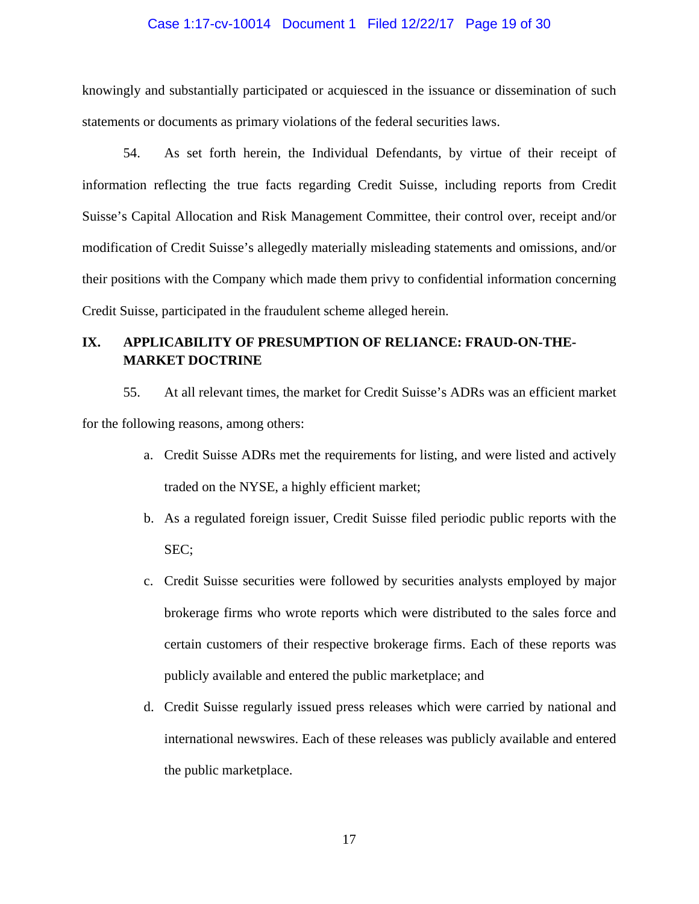knowingly and substantially participated or acquiesced in the issuance or dissemination of such statements or documents as primary violations of the federal securities laws.

54. As set forth herein, the Individual Defendants, by virtue of their receipt of information reflecting the true facts regarding Credit Suisse, including reports from Credit Suisse's Capital Allocation and Risk Management Committee, their control over, receipt and/or modification of Credit Suisse's allegedly materially misleading statements and omissions, and/or their positions with the Company which made them privy to confidential information concerning Credit Suisse, participated in the fraudulent scheme alleged herein.

## IX. APPLICABILITY OF PRESUMPTION OF RELIANCE: FRAUD-ON-THE-MARKET DOCTRINE

55. At all relevant times, the market for Credit Suisse's ADRs was an efficient market for the following reasons, among others:

a. Credit Suisse ADRs met the requirements for listing, and were listed and actively traded on the NYSE, a highly efficient market;

b. As a regulated foreign issuer, Credit Suisse filed periodic public reports with the SEC;

c. Credit Suisse securities were followed by securities analysts employed by major brokerage firms who wrote reports which were distributed to the sales force and certain customers of their respective brokerage firms. Each of these reports was publicly available and entered the public marketplace; and

d. Credit Suisse regularly issued press releases which were carried by national and international newswires. Each of these releases was publicly available and entered the public marketplace.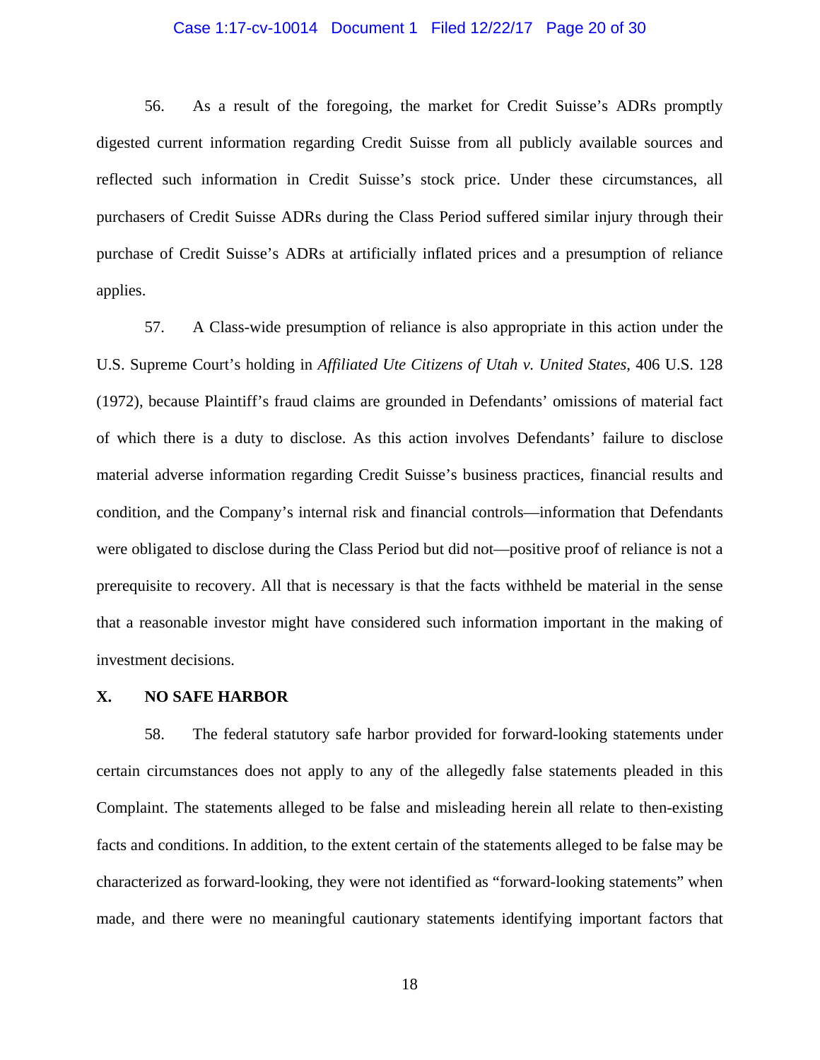56. As a result of the foregoing, the market for Credit Suisse's ADRs promptly digested current information regarding Credit Suisse from all publicly available sources and reflected such information in Credit Suisse's stock price. Under these circumstances, all purchasers of Credit Suisse ADRs during the Class Period suffered similar injury through their purchase of Credit Suisse's ADRs at artificially inflated prices and a presumption of reliance applies.

57. A Class-wide presumption of reliance is also appropriate in this action under the U.S. Supreme Court's holding in *Affiliated Ute Citizens of Utah v. United States,* 406 U.S. 128 (1972), because Plaintiff's fraud claims are grounded in Defendants' omissions of material fact of which there is a duty to disclose. As this action involves Defendants' failure to disclose material adverse information regarding Credit Suisse's business practices, financial results and condition, and the Company's internal risk and financial controls—information that Defendants were obligated to disclose during the Class Period but did not—positive proof of reliance is not a prerequisite to recovery. All that is necessary is that the facts withheld be material in the sense that a reasonable investor might have considered such information important in the making of investment decisions.

## X. NO SAFE HARBOR

58. The federal statutory safe harbor provided for forward-looking statements under certain circumstances does not apply to any of the allegedly false statements pleaded in this Complaint. The statements alleged to be false and misleading herein all relate to then-existing facts and conditions. In addition, to the extent certain of the statements alleged to be false may be characterized as forward-looking, they were not identified as "forward-looking statements" when made, and there were no meaningful cautionary statements identifying important factors that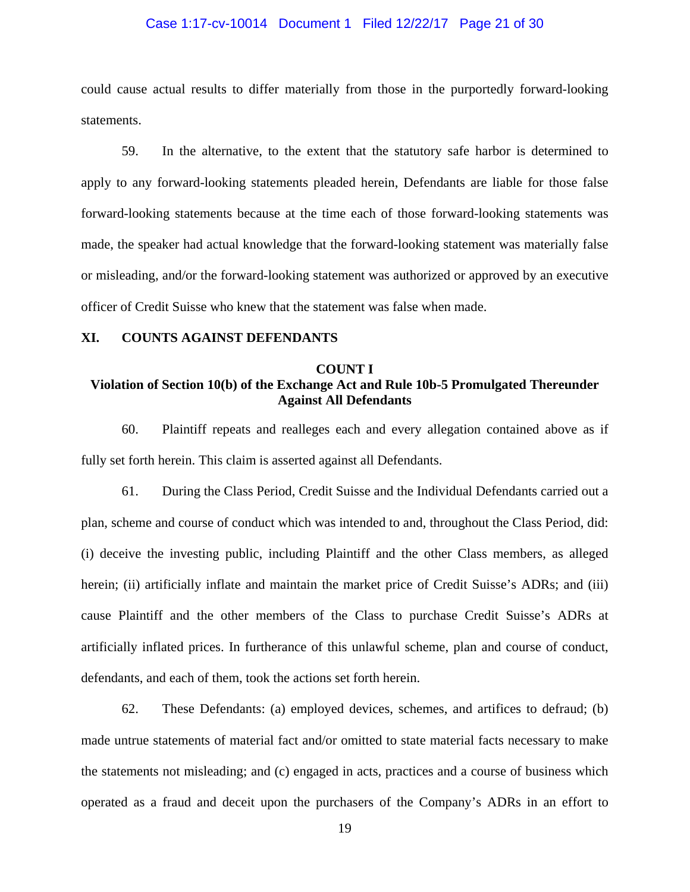could cause actual results to differ materially from those in the purportedly forward-looking statements.

59. In the alternative, to the extent that the statutory safe harbor is determined to apply to any forward-looking statements pleaded herein, Defendants are liable for those false forward-looking statements because at the time each of those forward-looking statements was made, the speaker had actual knowledge that the forward-looking statement was materially false or misleading, and/or the forward-looking statement was authorized or approved by an executive officer of Credit Suisse who knew that the statement was false when made.

## XI. COUNTS AGAINST DEFENDANTS

### COUNT I
### Violation of Section 10(b) of the Exchange Act and Rule 10b-5 Promulgated Thereunder Against All Defendants

60. Plaintiff repeats and realleges each and every allegation contained above as if fully set forth herein. This claim is asserted against all Defendants.

61. During the Class Period, Credit Suisse and the Individual Defendants carried out a plan, scheme and course of conduct which was intended to and, throughout the Class Period, did: (i) deceive the investing public, including Plaintiff and the other Class members, as alleged herein; (ii) artificially inflate and maintain the market price of Credit Suisse's ADRs; and (iii) cause Plaintiff and the other members of the Class to purchase Credit Suisse's ADRs at artificially inflated prices. In furtherance of this unlawful scheme, plan and course of conduct, defendants, and each of them, took the actions set forth herein.

62. These Defendants: (a) employed devices, schemes, and artifices to defraud; (b) made untrue statements of material fact and/or omitted to state material facts necessary to make the statements not misleading; and (c) engaged in acts, practices and a course of business which operated as a fraud and deceit upon the purchasers of the Company's ADRs in an effort to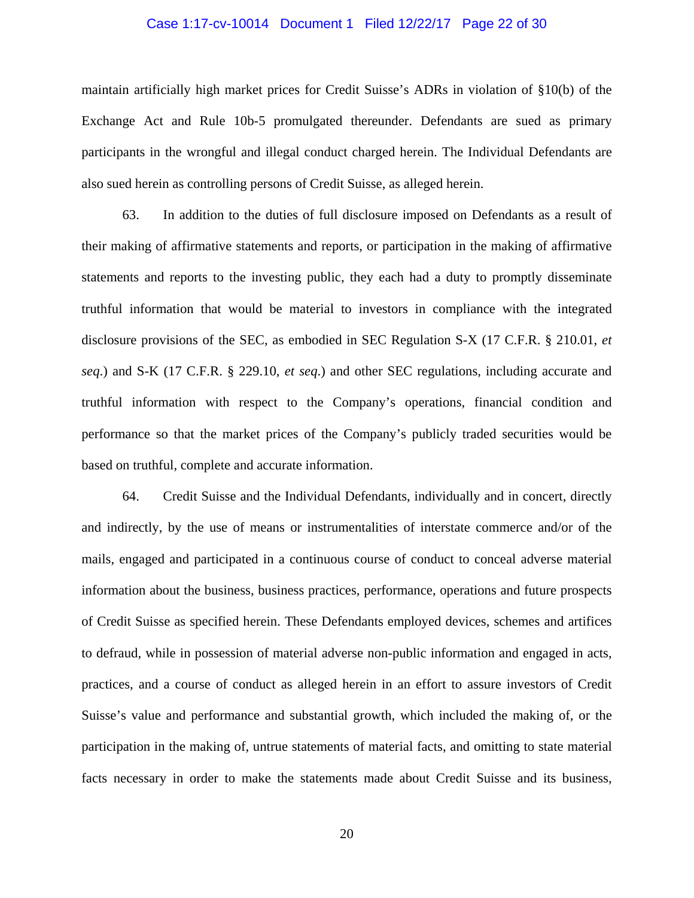maintain artificially high market prices for Credit Suisse's ADRs in violation of §10(b) of the Exchange Act and Rule 10b-5 promulgated thereunder. Defendants are sued as primary participants in the wrongful and illegal conduct charged herein. The Individual Defendants are also sued herein as controlling persons of Credit Suisse, as alleged herein.

63. In addition to the duties of full disclosure imposed on Defendants as a result of their making of affirmative statements and reports, or participation in the making of affirmative statements and reports to the investing public, they each had a duty to promptly disseminate truthful information that would be material to investors in compliance with the integrated disclosure provisions of the SEC, as embodied in SEC Regulation S-X (17 C.F.R. § 210.01, *et seq*.) and S-K (17 C.F.R. § 229.10, *et seq*.) and other SEC regulations, including accurate and truthful information with respect to the Company's operations, financial condition and performance so that the market prices of the Company's publicly traded securities would be based on truthful, complete and accurate information.

64. Credit Suisse and the Individual Defendants, individually and in concert, directly and indirectly, by the use of means or instrumentalities of interstate commerce and/or of the mails, engaged and participated in a continuous course of conduct to conceal adverse material information about the business, business practices, performance, operations and future prospects of Credit Suisse as specified herein. These Defendants employed devices, schemes and artifices to defraud, while in possession of material adverse non-public information and engaged in acts, practices, and a course of conduct as alleged herein in an effort to assure investors of Credit Suisse's value and performance and substantial growth, which included the making of, or the participation in the making of, untrue statements of material facts, and omitting to state material facts necessary in order to make the statements made about Credit Suisse and its business,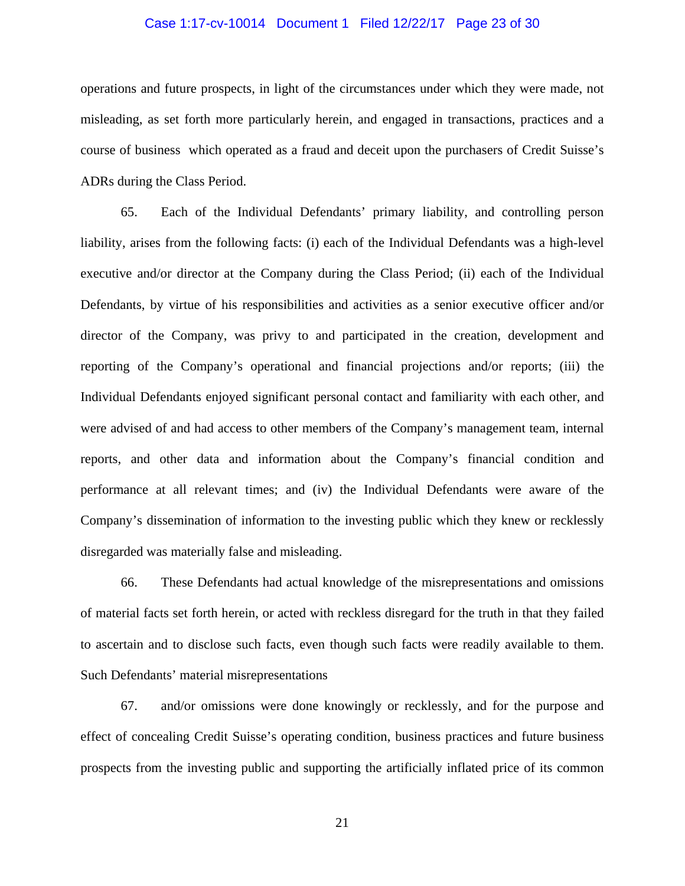operations and future prospects, in light of the circumstances under which they were made, not misleading, as set forth more particularly herein, and engaged in transactions, practices and a course of business which operated as a fraud and deceit upon the purchasers of Credit Suisse's ADRs during the Class Period.

65. Each of the Individual Defendants' primary liability, and controlling person liability, arises from the following facts: (i) each of the Individual Defendants was a high-level executive and/or director at the Company during the Class Period; (ii) each of the Individual Defendants, by virtue of his responsibilities and activities as a senior executive officer and/or director of the Company, was privy to and participated in the creation, development and reporting of the Company's operational and financial projections and/or reports; (iii) the Individual Defendants enjoyed significant personal contact and familiarity with each other, and were advised of and had access to other members of the Company's management team, internal reports, and other data and information about the Company's financial condition and performance at all relevant times; and (iv) the Individual Defendants were aware of the Company's dissemination of information to the investing public which they knew or recklessly disregarded was materially false and misleading.

66. These Defendants had actual knowledge of the misrepresentations and omissions of material facts set forth herein, or acted with reckless disregard for the truth in that they failed to ascertain and to disclose such facts, even though such facts were readily available to them. Such Defendants' material misrepresentations

67. and/or omissions were done knowingly or recklessly, and for the purpose and effect of concealing Credit Suisse's operating condition, business practices and future business prospects from the investing public and supporting the artificially inflated price of its common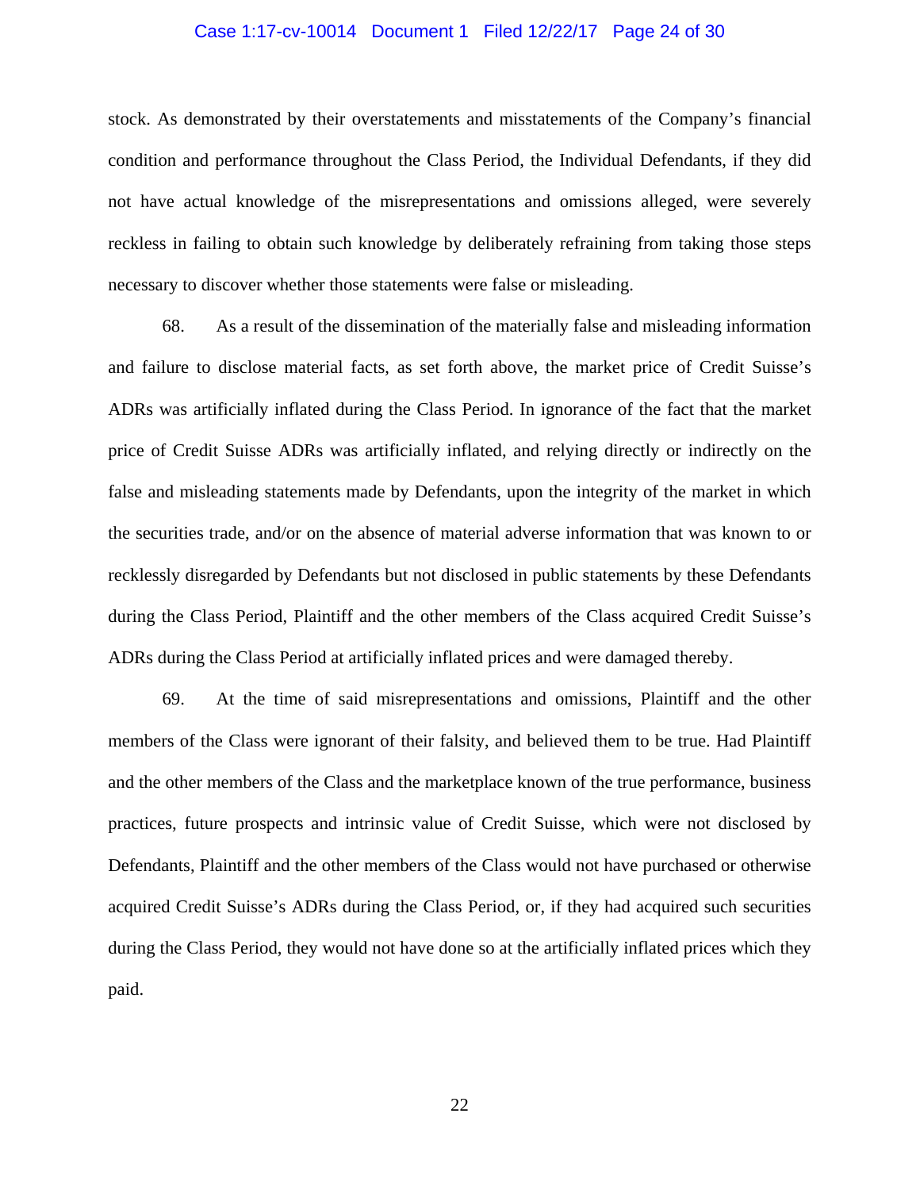stock. As demonstrated by their overstatements and misstatements of the Company's financial condition and performance throughout the Class Period, the Individual Defendants, if they did not have actual knowledge of the misrepresentations and omissions alleged, were severely reckless in failing to obtain such knowledge by deliberately refraining from taking those steps necessary to discover whether those statements were false or misleading.

68. As a result of the dissemination of the materially false and misleading information and failure to disclose material facts, as set forth above, the market price of Credit Suisse's ADRs was artificially inflated during the Class Period. In ignorance of the fact that the market price of Credit Suisse ADRs was artificially inflated, and relying directly or indirectly on the false and misleading statements made by Defendants, upon the integrity of the market in which the securities trade, and/or on the absence of material adverse information that was known to or recklessly disregarded by Defendants but not disclosed in public statements by these Defendants during the Class Period, Plaintiff and the other members of the Class acquired Credit Suisse's ADRs during the Class Period at artificially inflated prices and were damaged thereby.

69. At the time of said misrepresentations and omissions, Plaintiff and the other members of the Class were ignorant of their falsity, and believed them to be true. Had Plaintiff and the other members of the Class and the marketplace known of the true performance, business practices, future prospects and intrinsic value of Credit Suisse, which were not disclosed by Defendants, Plaintiff and the other members of the Class would not have purchased or otherwise acquired Credit Suisse's ADRs during the Class Period, or, if they had acquired such securities during the Class Period, they would not have done so at the artificially inflated prices which they paid.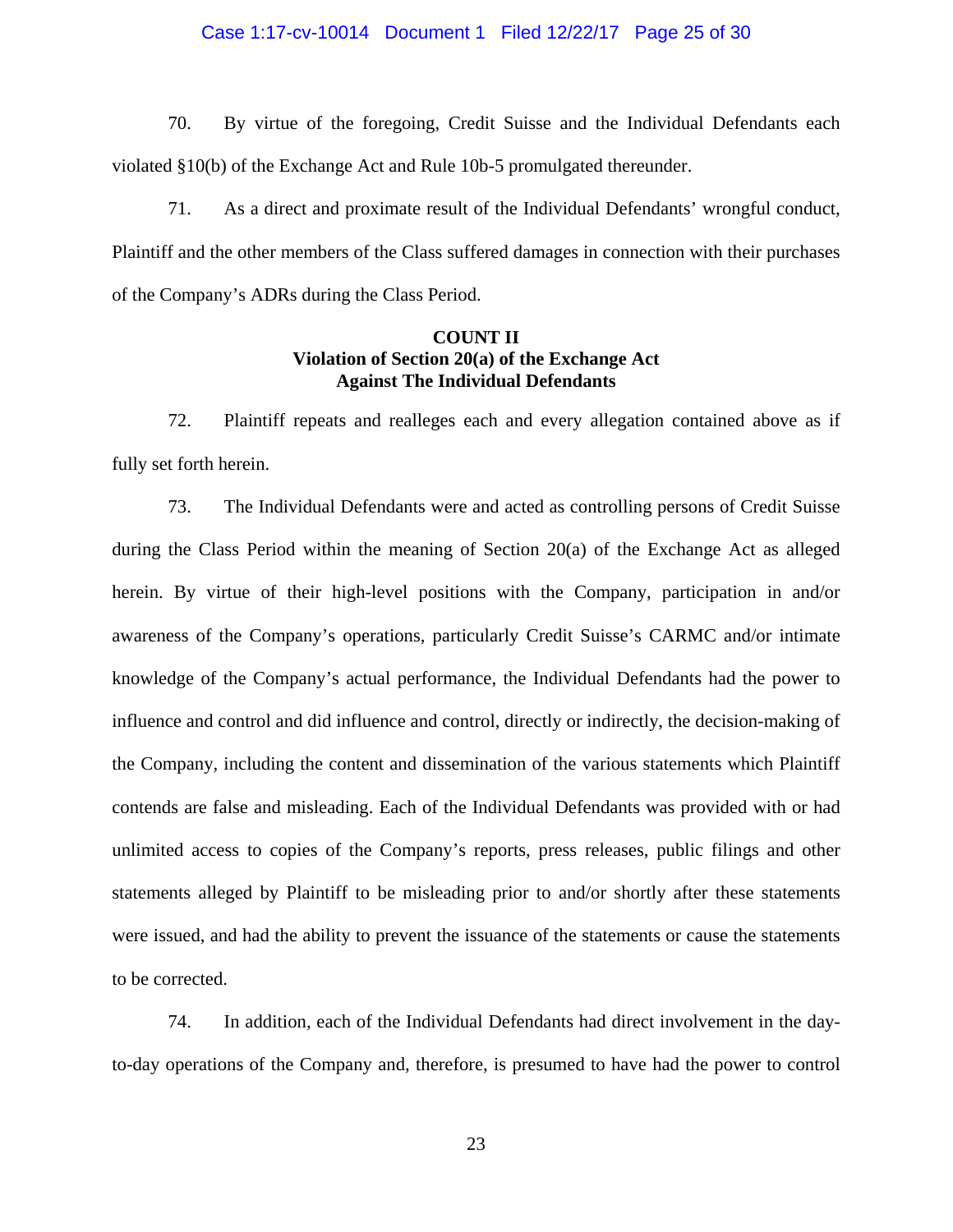70. By virtue of the foregoing, Credit Suisse and the Individual Defendants each violated §10(b) of the Exchange Act and Rule 10b-5 promulgated thereunder.

71. As a direct and proximate result of the Individual Defendants' wrongful conduct, Plaintiff and the other members of the Class suffered damages in connection with their purchases of the Company's ADRs during the Class Period.

**COUNT II**
**Violation of Section 20(a) of the Exchange Act**
**Against The Individual Defendants**

72. Plaintiff repeats and realleges each and every allegation contained above as if fully set forth herein.

73. The Individual Defendants were and acted as controlling persons of Credit Suisse during the Class Period within the meaning of Section 20(a) of the Exchange Act as alleged herein. By virtue of their high-level positions with the Company, participation in and/or awareness of the Company's operations, particularly Credit Suisse's CARMC and/or intimate knowledge of the Company's actual performance, the Individual Defendants had the power to influence and control and did influence and control, directly or indirectly, the decision-making of the Company, including the content and dissemination of the various statements which Plaintiff contends are false and misleading. Each of the Individual Defendants was provided with or had unlimited access to copies of the Company's reports, press releases, public filings and other statements alleged by Plaintiff to be misleading prior to and/or shortly after these statements were issued, and had the ability to prevent the issuance of the statements or cause the statements to be corrected.

74. In addition, each of the Individual Defendants had direct involvement in the day-to-day operations of the Company and, therefore, is presumed to have had the power to control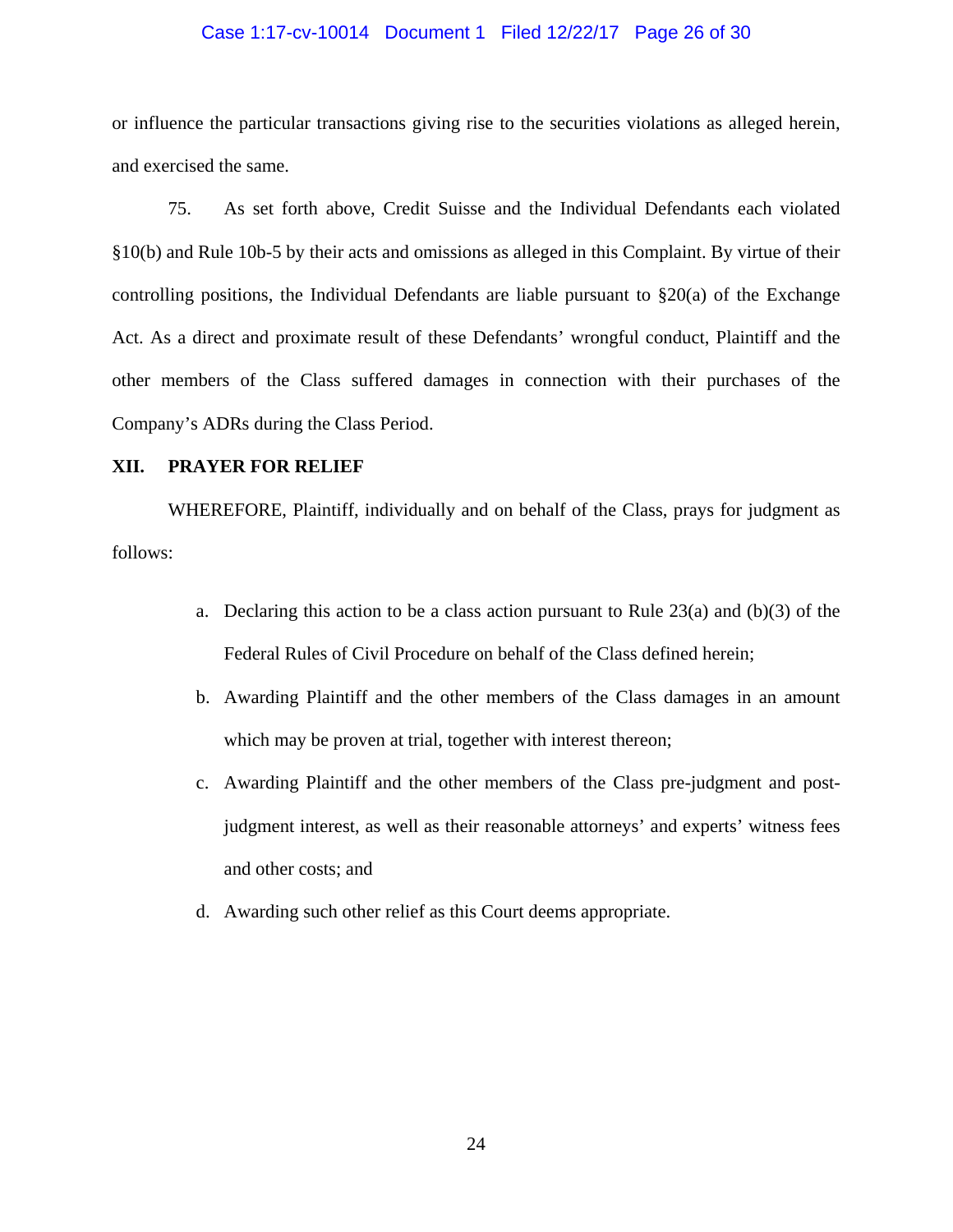or influence the particular transactions giving rise to the securities violations as alleged herein, and exercised the same.

75. As set forth above, Credit Suisse and the Individual Defendants each violated §10(b) and Rule 10b-5 by their acts and omissions as alleged in this Complaint. By virtue of their controlling positions, the Individual Defendants are liable pursuant to §20(a) of the Exchange Act. As a direct and proximate result of these Defendants' wrongful conduct, Plaintiff and the other members of the Class suffered damages in connection with their purchases of the Company's ADRs during the Class Period.

## XII. PRAYER FOR RELIEF

WHEREFORE, Plaintiff, individually and on behalf of the Class, prays for judgment as follows:

a. Declaring this action to be a class action pursuant to Rule 23(a) and (b)(3) of the Federal Rules of Civil Procedure on behalf of the Class defined herein;

b. Awarding Plaintiff and the other members of the Class damages in an amount which may be proven at trial, together with interest thereon;

c. Awarding Plaintiff and the other members of the Class pre-judgment and post-judgment interest, as well as their reasonable attorneys' and experts' witness fees and other costs; and

d. Awarding such other relief as this Court deems appropriate.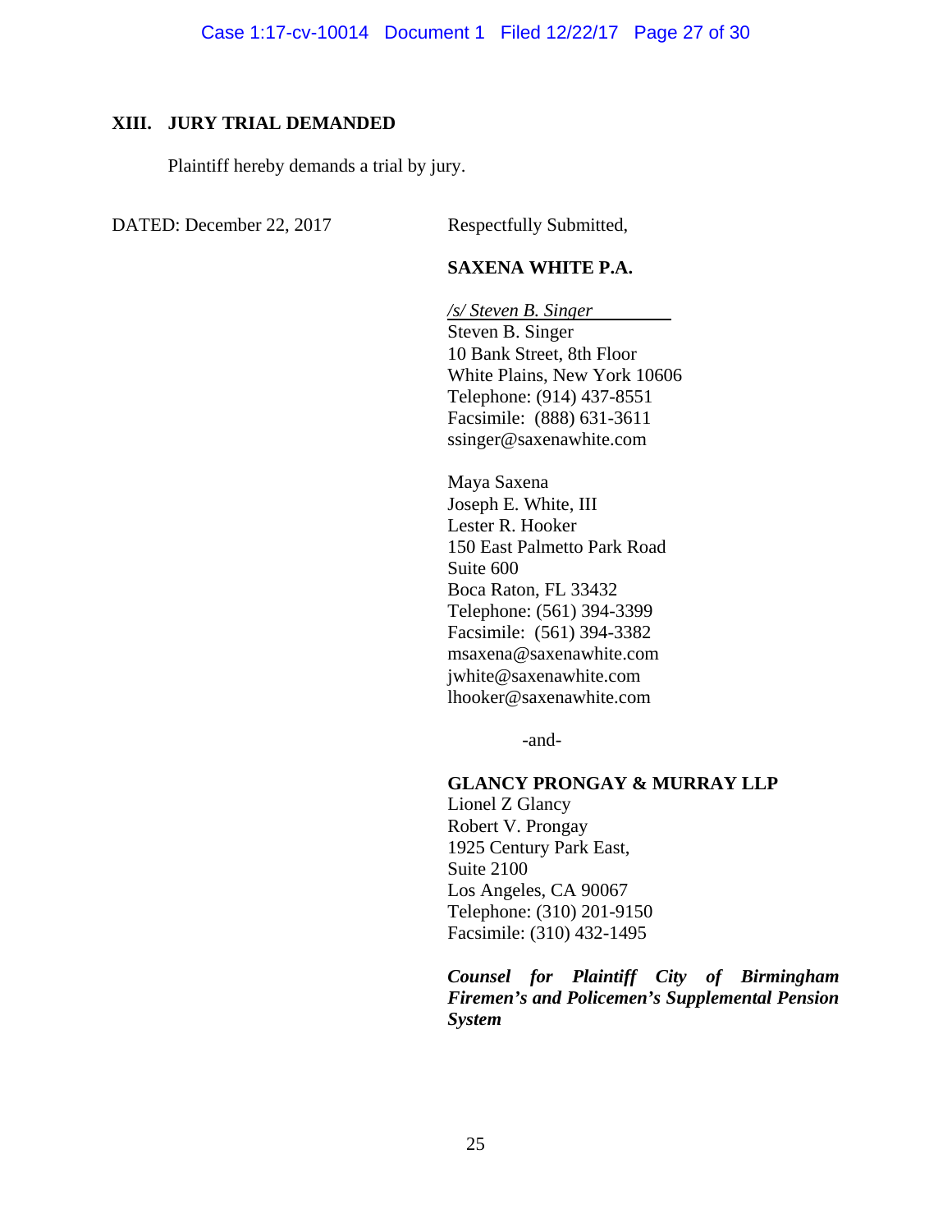## XIII. JURY TRIAL DEMANDED

Plaintiff hereby demands a trial by jury.

DATED: December 22, 2017

Respectfully Submitted,

**SAXENA WHITE P.A.**

*/s/ Steven B. Singer*
Steven B. Singer
10 Bank Street, 8th Floor
White Plains, New York 10606
Telephone: (914) 437-8551
Facsimile: (888) 631-3611
ssinger@saxenawhite.com

Maya Saxena
Joseph E. White, III
Lester R. Hooker
150 East Palmetto Park Road
Suite 600
Boca Raton, FL 33432
Telephone: (561) 394-3399
Facsimile: (561) 394-3382
msaxena@saxenawhite.com
jwhite@saxenawhite.com
lhooker@saxenawhite.com

-and-

**GLANCY PRONGAY & MURRAY LLP**
Lionel Z Glancy
Robert V. Prongay
1925 Century Park East,
Suite 2100
Los Angeles, CA 90067
Telephone: (310) 201-9150
Facsimile: (310) 432-1495

***Counsel for Plaintiff City of Birmingham Firemen's and Policemen's Supplemental Pension System***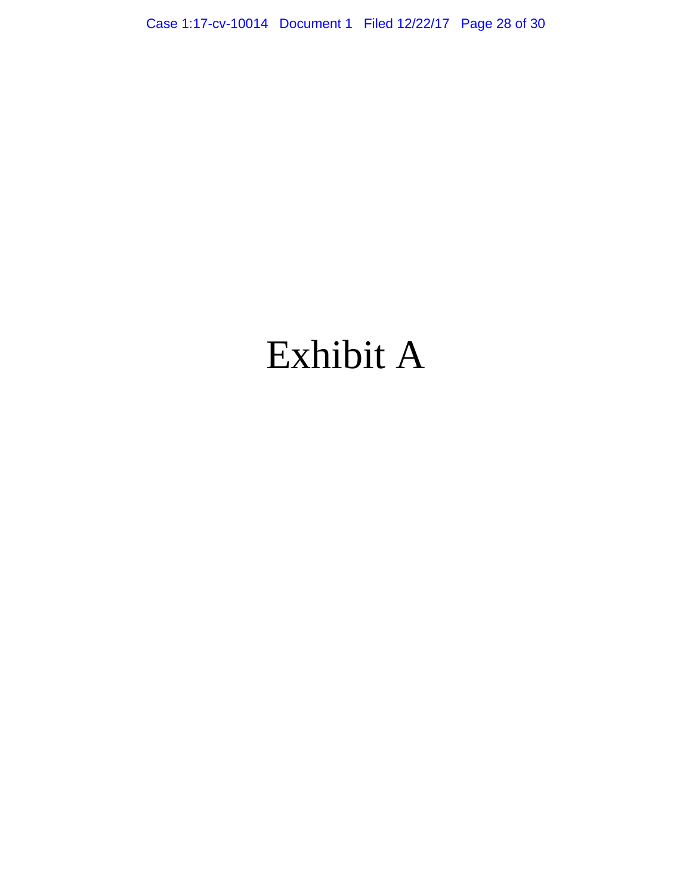# Exhibit A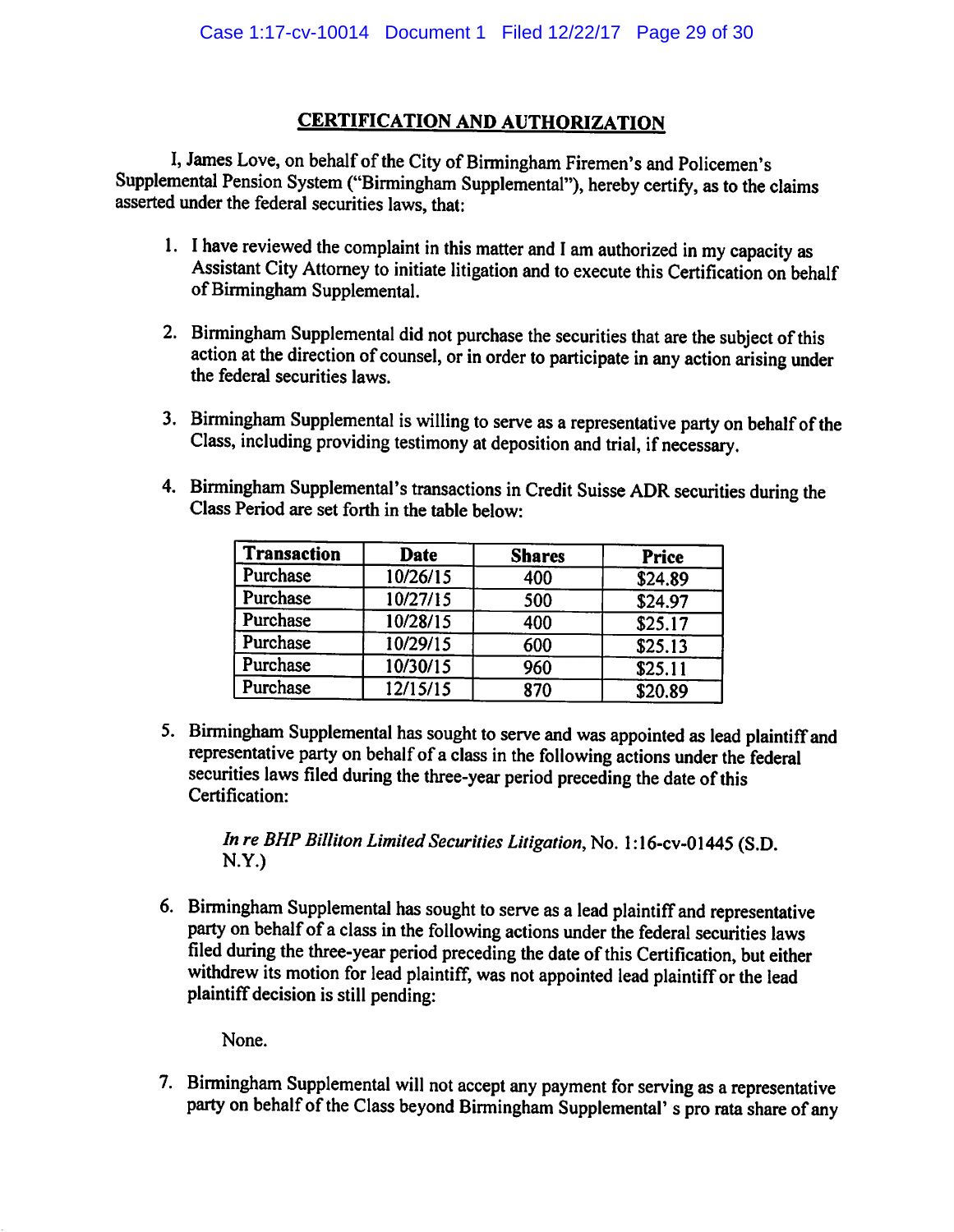## CERTIFICATION AND AUTHORIZATION

I, James Love, on behalf of the City of Birmingham Firemen's and Policemen's Supplemental Pension System ("Birmingham Supplemental"), hereby certify, as to the claims asserted under the federal securities laws, that:

1. I have reviewed the complaint in this matter and I am authorized in my capacity as Assistant City Attorney to initiate litigation and to execute this Certification on behalf of Birmingham Supplemental.

2. Birmingham Supplemental did not purchase the securities that are the subject of this action at the direction of counsel, or in order to participate in any action arising under the federal securities laws.

3. Birmingham Supplemental is willing to serve as a representative party on behalf of the Class, including providing testimony at deposition and trial, if necessary.

4. Birmingham Supplemental's transactions in Credit Suisse ADR securities during the Class Period are set forth in the table below:

| Transaction | Date | Shares | Price |
|---|---|---|---|
| Purchase | 10/26/15 | 400 | $24.89 |
| Purchase | 10/27/15 | 500 | $24.97 |
| Purchase | 10/28/15 | 400 | $25.17 |
| Purchase | 10/29/15 | 600 | $25.13 |
| Purchase | 10/30/15 | 960 | $25.11 |
| Purchase | 12/15/15 | 870 | $20.89 |

5. Birmingham Supplemental has sought to serve and was appointed as lead plaintiff and representative party on behalf of a class in the following actions under the federal securities laws filed during the three-year period preceding the date of this Certification:

   *In re BHP Billiton Limited Securities Litigation*, No. 1:16-cv-01445 (S.D. N.Y.)

6. Birmingham Supplemental has sought to serve as a lead plaintiff and representative party on behalf of a class in the following actions under the federal securities laws filed during the three-year period preceding the date of this Certification, but either withdrew its motion for lead plaintiff, was not appointed lead plaintiff or the lead plaintiff decision is still pending:

   None.

7. Birmingham Supplemental will not accept any payment for serving as a representative party on behalf of the Class beyond Birmingham Supplemental' s pro rata share of any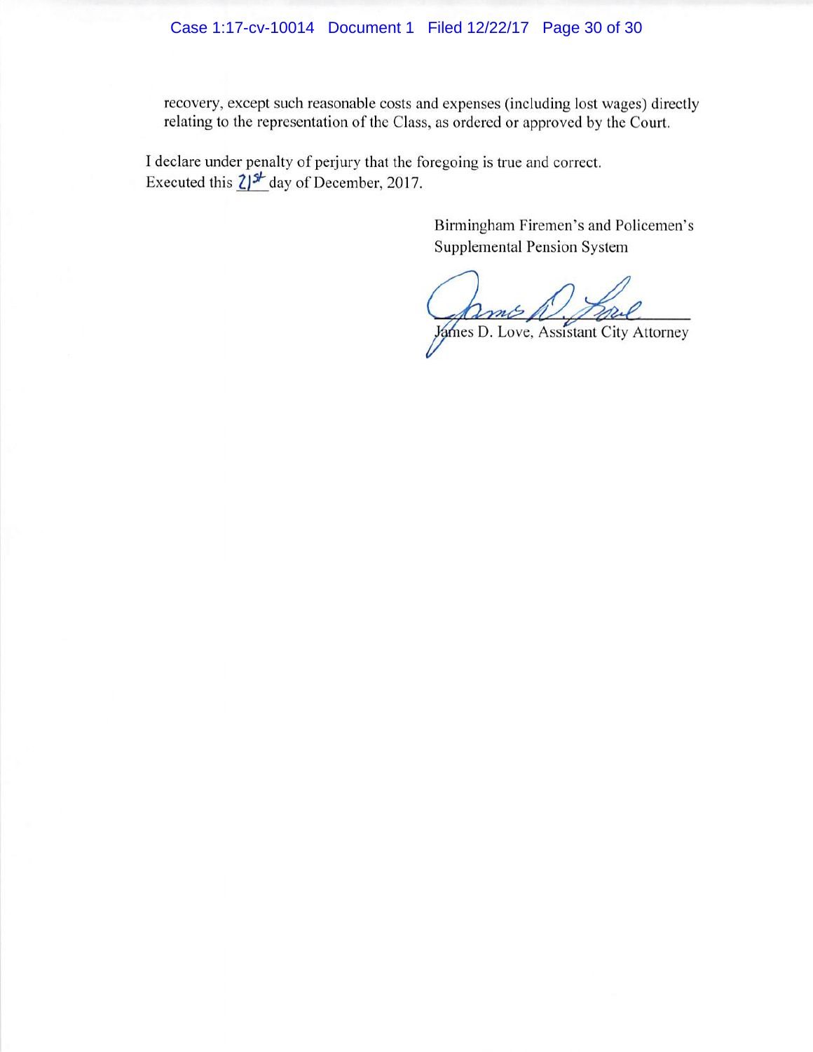recovery, except such reasonable costs and expenses (including lost wages) directly relating to the representation of the Class, as ordered or approved by the Court.

I declare under penalty of perjury that the foregoing is true and correct.
Executed this 21st day of December, 2017.

Birmingham Firemen's and Policemen's
Supplemental Pension System

James D. Love, Assistant City Attorney